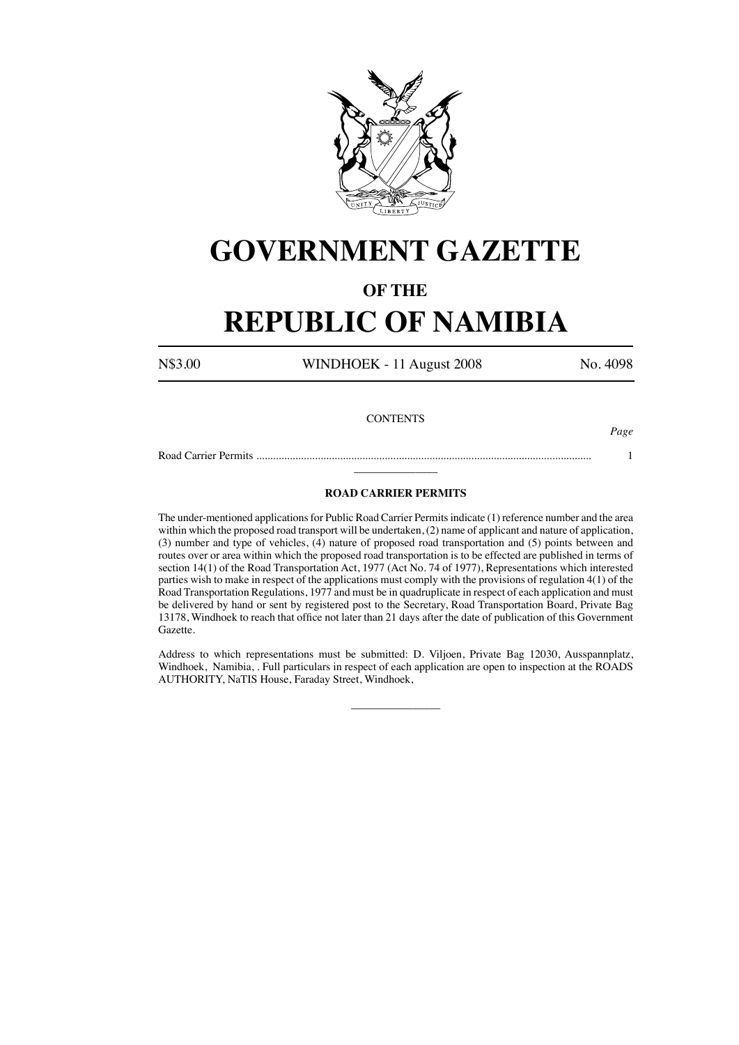# GOVERNMENT GAZETTE

## OF THE

# REPUBLIC OF NAMIBIA

N$3.00 WINDHOEK - 11 August 2008 No. 4098

CONTENTS

| | *Page* |
|---|---|
| Road Carrier Permits ........................................................................................................................ | 1 |

---

**ROAD CARRIER PERMITS**

The under-mentioned applications for Public Road Carrier Permits indicate (1) reference number and the area within which the proposed road transport will be undertaken, (2) name of applicant and nature of application, (3) number and type of vehicles, (4) nature of proposed road transportation and (5) points between and routes over or area within which the proposed road transportation is to be effected are published in terms of section 14(1) of the Road Transportation Act, 1977 (Act No. 74 of 1977), Representations which interested parties wish to make in respect of the applications must comply with the provisions of regulation 4(1) of the Road Transportation Regulations, 1977 and must be in quadruplicate in respect of each application and must be delivered by hand or sent by registered post to the Secretary, Road Transportation Board, Private Bag 13178, Windhoek to reach that office not later than 21 days after the date of publication of this Government Gazette.

Address to which representations must be submitted: D. Viljoen, Private Bag 12030, Ausspannplatz, Windhoek, Namibia, . Full particulars in respect of each application are open to inspection at the ROADS AUTHORITY, NaTIS House, Faraday Street, Windhoek,

---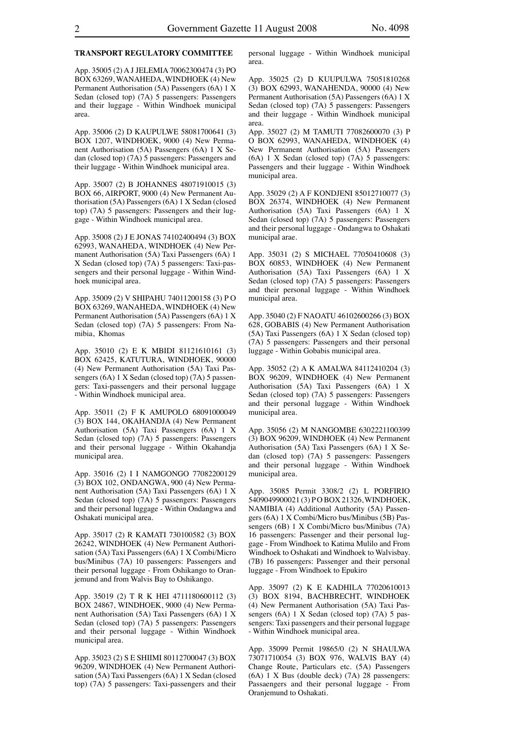**TRANSPORT REGULATORY COMMITTEE**

App. 35005 (2) A J JELEMIA 70062300474 (3) PO BOX 63269, WANAHEDA, WINDHOEK (4) New Permanent Authorisation (5A) Passengers (6A) 1 X Sedan (closed top) (7A) 5 passengers: Passengers and their luggage - Within Windhoek municipal area.

App. 35006 (2) D KAUPULWE 58081700641 (3) BOX 1207, WINDHOEK, 9000 (4) New Permanent Authorisation (5A) Passengers (6A) 1 X Sedan (closed top) (7A) 5 passengers: Passengers and their luggage - Within Windhoek municipal area.

App. 35007 (2) B JOHANNES 48071910015 (3) BOX 66, AIRPORT, 9000 (4) New Permanent Authorisation (5A) Passengers (6A) 1 X Sedan (closed top) (7A) 5 passengers: Passengers and their luggage - Within Windhoek municipal area.

App. 35008 (2) J E JONAS 74102400494 (3) BOX 62993, WANAHEDA, WINDHOEK (4) New Permanent Authorisation (5A) Taxi Passengers (6A) 1 X Sedan (closed top) (7A) 5 passengers: Taxi-passengers and their personal luggage - Within Windhoek municipal area.

App. 35009 (2) V SHIPAHU 74011200158 (3) P O BOX 63269, WANAHEDA, WINDHOEK (4) New Permanent Authorisation (5A) Passengers (6A) 1 X Sedan (closed top) (7A) 5 passengers: From Namibia, Khomas

App. 35010 (2) E K MBIDI 81121610161 (3) BOX 62425, KATUTURA, WINDHOEK, 90000 (4) New Permanent Authorisation (5A) Taxi Passengers (6A) 1 X Sedan (closed top) (7A) 5 passengers: Taxi-passengers and their personal luggage - Within Windhoek municipal area.

App. 35011 (2) F K AMUPOLO 68091000049 (3) BOX 144, OKAHANDJA (4) New Permanent Authorisation (5A) Taxi Passengers (6A) 1 X Sedan (closed top) (7A) 5 passengers: Passengers and their personal luggage - Within Okahandja municipal area.

App. 35016 (2) I I NAMGONGO 77082200129 (3) BOX 102, ONDANGWA, 900 (4) New Permanent Authorisation (5A) Taxi Passengers (6A) 1 X Sedan (closed top) (7A) 5 passengers: Passengers and their personal luggage - Within Ondangwa and Oshakati municipal area.

App. 35017 (2) R KAMATI 730100582 (3) BOX 26242, WINDHOEK (4) New Permanent Authorisation (5A) Taxi Passengers (6A) 1 X Combi/Micro bus/Minibus (7A) 10 passengers: Passengers and their personal luggage - From Oshikango to Oranjemund and from Walvis Bay to Oshikango.

App. 35019 (2) T R K HEI 4711180600112 (3) BOX 24867, WINDHOEK, 9000 (4) New Permanent Authorisation (5A) Taxi Passengers (6A) 1 X Sedan (closed top) (7A) 5 passengers: Passengers and their personal luggage - Within Windhoek municipal area.

App. 35023 (2) S E SHIIMI 80112700047 (3) BOX 96209, WINDHOEK (4) New Permanent Authorisation (5A) Taxi Passengers (6A) 1 X Sedan (closed top) (7A) 5 passengers: Taxi-passengers and their personal luggage - Within Windhoek municipal area.

App. 35025 (2) D KUUPULWA 75051810268 (3) BOX 62993, WANAHENDA, 90000 (4) New Permanent Authorisation (5A) Passengers (6A) 1 X Sedan (closed top) (7A) 5 passengers: Passengers and their luggage - Within Windhoek municipal area.

App. 35027 (2) M TAMUTI 77082600070 (3) P O BOX 62993, WANAHEDA, WINDHOEK (4) New Permanent Authorisation (5A) Passengers (6A) 1 X Sedan (closed top) (7A) 5 passengers: Passengers and their luggage - Within Windhoek municipal area.

App. 35029 (2) A F KONDJENI 85012710077 (3) BOX 26374, WINDHOEK (4) New Permanent Authorisation (5A) Taxi Passengers (6A) 1 X Sedan (closed top) (7A) 5 passengers: Passengers and their personal luggage - Ondangwa to Oshakati municipal arae.

App. 35031 (2) S MICHAEL 77050410608 (3) BOX 60853, WINDHOEK (4) New Permanent Authorisation (5A) Taxi Passengers (6A) 1 X Sedan (closed top) (7A) 5 passengers: Passengers and their personal luggage - Within Windhoek municipal area.

App. 35040 (2) F NAOATU 46102600266 (3) BOX 628, GOBABIS (4) New Permanent Authorisation (5A) Taxi Passengers (6A) 1 X Sedan (closed top) (7A) 5 passengers: Passengers and their personal luggage - Within Gobabis municipal area.

App. 35052 (2) A K AMALWA 84112410204 (3) BOX 96209, WINDHOEK (4) New Permanent Authorisation (5A) Taxi Passengers (6A) 1 X Sedan (closed top) (7A) 5 passengers: Passengers and their personal luggage - Within Windhoek municipal area.

App. 35056 (2) M NANGOMBE 6302221100399 (3) BOX 96209, WINDHOEK (4) New Permanent Authorisation (5A) Taxi Passengers (6A) 1 X Sedan (closed top) (7A) 5 passengers: Passengers and their personal luggage - Within Windhoek municipal area.

App. 35085 Permit 3308/2 (2) L PORFIRIO 5409049900021 (3) P O BOX 21326, WINDHOEK, NAMIBIA (4) Additional Authority (5A) Passengers (6A) 1 X Combi/Micro bus/Minibus (5B) Passengers (6B) 1 X Combi/Micro bus/Minibus (7A) 16 passengers: Passenger and their personal luggage - From Windhoek to Katima Mulilo and From Windhoek to Oshakati and Windhoek to Walvisbay. (7B) 16 passengers: Passenger and their personal luggage - From Windhoek to Epukiro

App. 35097 (2) K E KADHILA 77020610013 (3) BOX 8194, BACHBRECHT, WINDHOEK (4) New Permanent Authorisation (5A) Taxi Passengers (6A) 1 X Sedan (closed top) (7A) 5 passengers: Taxi passengers and their personal luggage - Within Windhoek municipal area.

App. 35099 Permit 19865/0 (2) N SHAULWA 73071710054 (3) BOX 976, WALVIS BAY (4) Change Route, Particulars etc. (5A) Passengers (6A) 1 X Bus (double deck) (7A) 28 passengers: Passaengers and their personal luggage - From Oranjemund to Oshakati.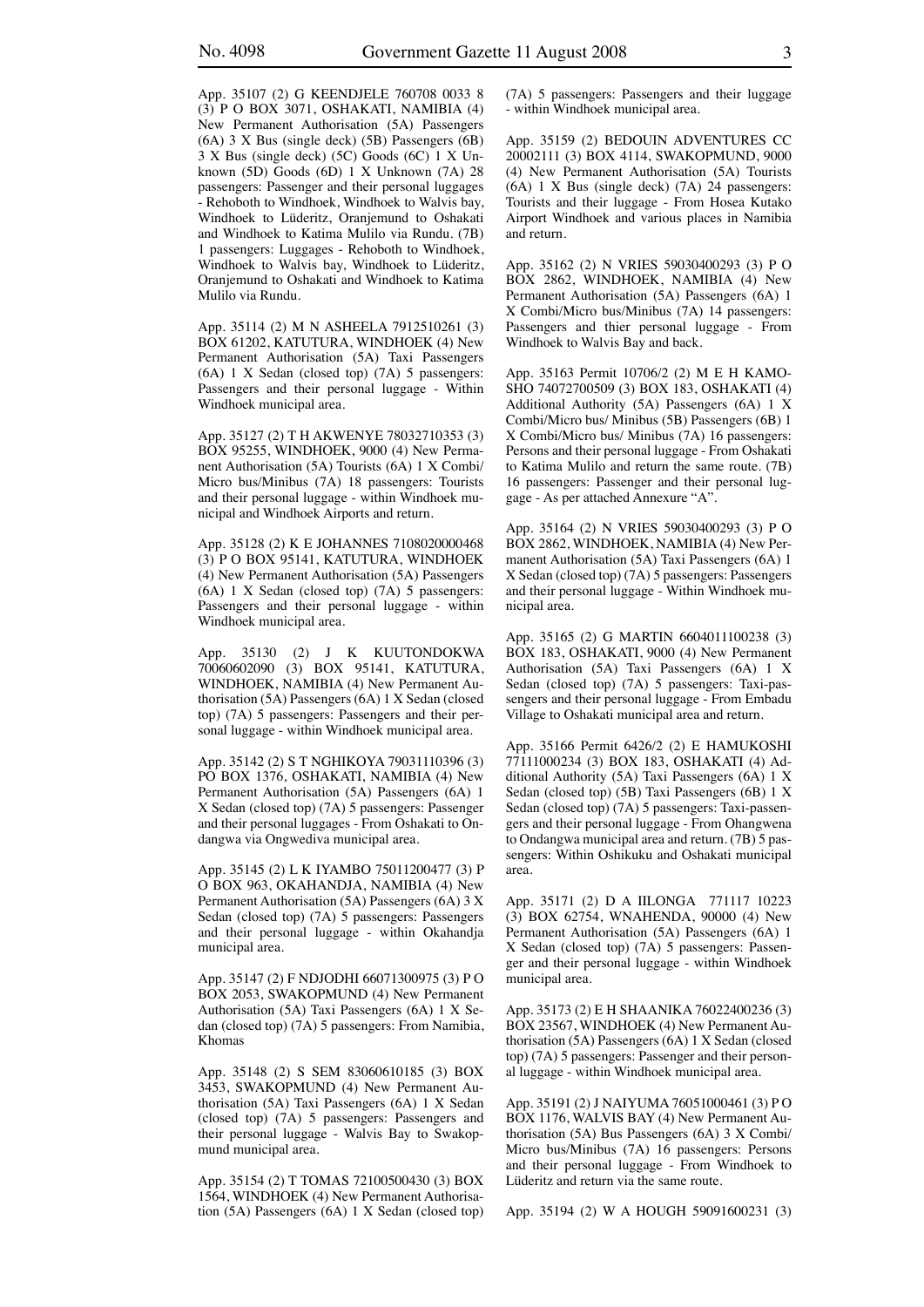App. 35107 (2) G KEENDJELE 760708 0033 8 (3) P O BOX 3071, OSHAKATI, NAMIBIA (4) New Permanent Authorisation (5A) Passengers (6A) 3 X Bus (single deck) (5B) Passengers (6B) 3 X Bus (single deck) (5C) Goods (6C) 1 X Unknown (5D) Goods (6D) 1 X Unknown (7A) 28 passengers: Passenger and their personal luggages - Rehoboth to Windhoek, Windhoek to Walvis bay, Windhoek to Lüderitz, Oranjemund to Oshakati and Windhoek to Katima Mulilo via Rundu. (7B) 1 passengers: Luggages - Rehoboth to Windhoek, Windhoek to Walvis bay, Windhoek to Lüderitz, Oranjemund to Oshakati and Windhoek to Katima Mulilo via Rundu.

App. 35114 (2) M N ASHEELA 7912510261 (3) BOX 61202, KATUTURA, WINDHOEK (4) New Permanent Authorisation (5A) Taxi Passengers (6A) 1 X Sedan (closed top) (7A) 5 passengers: Passengers and their personal luggage - Within Windhoek municipal area.

App. 35127 (2) T H AKWENYE 78032710353 (3) BOX 95255, WINDHOEK, 9000 (4) New Permanent Authorisation (5A) Tourists (6A) 1 X Combi/ Micro bus/Minibus (7A) 18 passengers: Tourists and their personal luggage - within Windhoek municipal and Windhoek Airports and return.

App. 35128 (2) K E JOHANNES 7108020000468 (3) P O BOX 95141, KATUTURA, WINDHOEK (4) New Permanent Authorisation (5A) Passengers (6A) 1 X Sedan (closed top) (7A) 5 passengers: Passengers and their personal luggage - within Windhoek municipal area.

App. 35130 (2) J K KUUTONDOKWA 70060602090 (3) BOX 95141, KATUTURA, WINDHOEK, NAMIBIA (4) New Permanent Authorisation (5A) Passengers (6A) 1 X Sedan (closed top) (7A) 5 passengers: Passengers and their personal luggage - within Windhoek municipal area.

App. 35142 (2) S T NGHIKOYA 79031110396 (3) PO BOX 1376, OSHAKATI, NAMIBIA (4) New Permanent Authorisation (5A) Passengers (6A) 1 X Sedan (closed top) (7A) 5 passengers: Passenger and their personal luggages - From Oshakati to Ondangwa via Ongwediva municipal area.

App. 35145 (2) L K IYAMBO 75011200477 (3) P O BOX 963, OKAHANDJA, NAMIBIA (4) New Permanent Authorisation (5A) Passengers (6A) 3 X Sedan (closed top) (7A) 5 passengers: Passengers and their personal luggage - within Okahandja municipal area.

App. 35147 (2) F NDJODHI 66071300975 (3) P O BOX 2053, SWAKOPMUND (4) New Permanent Authorisation (5A) Taxi Passengers (6A) 1 X Sedan (closed top) (7A) 5 passengers: From Namibia, Khomas

App. 35148 (2) S SEM 83060610185 (3) BOX 3453, SWAKOPMUND (4) New Permanent Authorisation (5A) Taxi Passengers (6A) 1 X Sedan (closed top) (7A) 5 passengers: Passengers and their personal luggage - Walvis Bay to Swakopmund municipal area.

App. 35154 (2) T TOMAS 72100500430 (3) BOX 1564, WINDHOEK (4) New Permanent Authorisation (5A) Passengers (6A) 1 X Sedan (closed top) (7A) 5 passengers: Passengers and their luggage - within Windhoek municipal area.

App. 35159 (2) BEDOUIN ADVENTURES CC 20002111 (3) BOX 4114, SWAKOPMUND, 9000 (4) New Permanent Authorisation (5A) Tourists (6A) 1 X Bus (single deck) (7A) 24 passengers: Tourists and their luggage - From Hosea Kutako Airport Windhoek and various places in Namibia and return.

App. 35162 (2) N VRIES 59030400293 (3) P O BOX 2862, WINDHOEK, NAMIBIA (4) New Permanent Authorisation (5A) Passengers (6A) 1 X Combi/Micro bus/Minibus (7A) 14 passengers: Passengers and thier personal luggage - From Windhoek to Walvis Bay and back.

App. 35163 Permit 10706/2 (2) M E H KAMOSHO 74072700509 (3) BOX 183, OSHAKATI (4) Additional Authority (5A) Passengers (6A) 1 X Combi/Micro bus/ Minibus (5B) Passengers (6B) 1 X Combi/Micro bus/ Minibus (7A) 16 passengers: Persons and their personal luggage - From Oshakati to Katima Mulilo and return the same route. (7B) 16 passengers: Passenger and their personal luggage - As per attached Annexure "A".

App. 35164 (2) N VRIES 59030400293 (3) P O BOX 2862, WINDHOEK, NAMIBIA (4) New Permanent Authorisation (5A) Taxi Passengers (6A) 1 X Sedan (closed top) (7A) 5 passengers: Passengers and their personal luggage - Within Windhoek municipal area.

App. 35165 (2) G MARTIN 6604011100238 (3) BOX 183, OSHAKATI, 9000 (4) New Permanent Authorisation (5A) Taxi Passengers (6A) 1 X Sedan (closed top) (7A) 5 passengers: Taxi-passengers and their personal luggage - From Embadu Village to Oshakati municipal area and return.

App. 35166 Permit 6426/2 (2) E HAMUKOSHI 77111000234 (3) BOX 183, OSHAKATI (4) Additional Authority (5A) Taxi Passengers (6A) 1 X Sedan (closed top) (5B) Taxi Passengers (6B) 1 X Sedan (closed top) (7A) 5 passengers: Taxi-passengers and their personal luggage - From Ohangwena to Ondangwa municipal area and return. (7B) 5 passengers: Within Oshikuku and Oshakati municipal area.

App. 35171 (2) D A IILONGA 771117 10223 (3) BOX 62754, WNAHENDA, 90000 (4) New Permanent Authorisation (5A) Passengers (6A) 1 X Sedan (closed top) (7A) 5 passengers: Passenger and their personal luggage - within Windhoek municipal area.

App. 35173 (2) E H SHAANIKA 76022400236 (3) BOX 23567, WINDHOEK (4) New Permanent Authorisation (5A) Passengers (6A) 1 X Sedan (closed top) (7A) 5 passengers: Passenger and their personal luggage - within Windhoek municipal area.

App. 35191 (2) J NAIYUMA 76051000461 (3) P O BOX 1176, WALVIS BAY (4) New Permanent Authorisation (5A) Bus Passengers (6A) 3 X Combi/ Micro bus/Minibus (7A) 16 passengers: Persons and their personal luggage - From Windhoek to Lüderitz and return via the same route.

App. 35194 (2) W A HOUGH 59091600231 (3)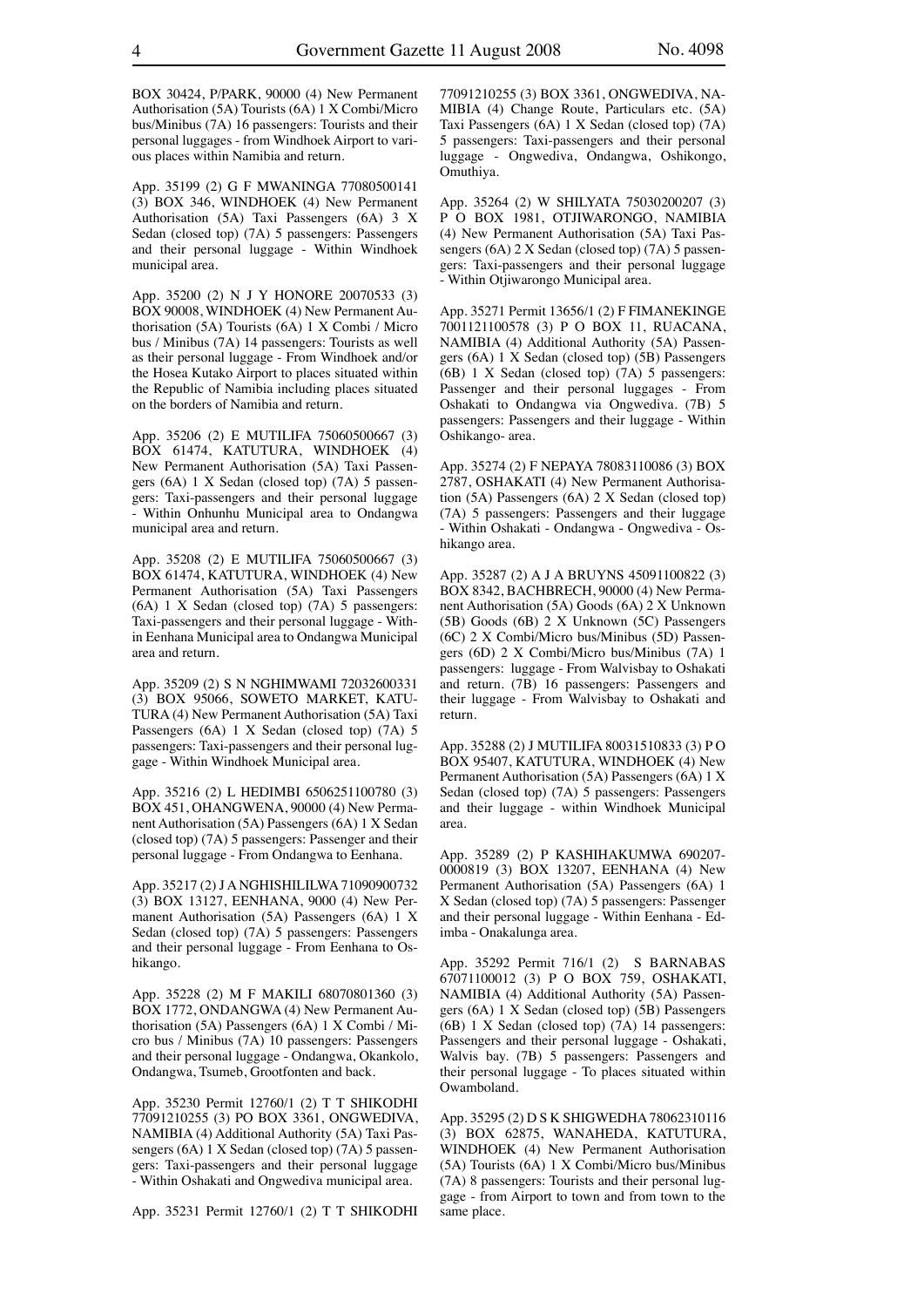BOX 30424, P/PARK, 90000 (4) New Permanent Authorisation (5A) Tourists (6A) 1 X Combi/Micro bus/Minibus (7A) 16 passengers: Tourists and their personal luggages - from Windhoek Airport to various places within Namibia and return.

App. 35199 (2) G F MWANINGA 77080500141 (3) BOX 346, WINDHOEK (4) New Permanent Authorisation (5A) Taxi Passengers (6A) 3 X Sedan (closed top) (7A) 5 passengers: Passengers and their personal luggage - Within Windhoek municipal area.

App. 35200 (2) N J Y HONORE 20070533 (3) BOX 90008, WINDHOEK (4) New Permanent Authorisation (5A) Tourists (6A) 1 X Combi / Micro bus / Minibus (7A) 14 passengers: Tourists as well as their personal luggage - From Windhoek and/or the Hosea Kutako Airport to places situated within the Republic of Namibia including places situated on the borders of Namibia and return.

App. 35206 (2) E MUTILIFA 75060500667 (3) BOX 61474, KATUTURA, WINDHOEK (4) New Permanent Authorisation (5A) Taxi Passengers (6A) 1 X Sedan (closed top) (7A) 5 passengers: Taxi-passengers and their personal luggage - Within Onhunhu Municipal area to Ondangwa municipal area and return.

App. 35208 (2) E MUTILIFA 75060500667 (3) BOX 61474, KATUTURA, WINDHOEK (4) New Permanent Authorisation (5A) Taxi Passengers (6A) 1 X Sedan (closed top) (7A) 5 passengers: Taxi-passengers and their personal luggage - Within Eenhana Municipal area to Ondangwa Municipal area and return.

App. 35209 (2) S N NGHIMWAMI 72032600331 (3) BOX 95066, SOWETO MARKET, KATUTURA (4) New Permanent Authorisation (5A) Taxi Passengers (6A) 1 X Sedan (closed top) (7A) 5 passengers: Taxi-passengers and their personal luggage - Within Windhoek Municipal area.

App. 35216 (2) L HEDIMBI 6506251100780 (3) BOX 451, OHANGWENA, 90000 (4) New Permanent Authorisation (5A) Passengers (6A) 1 X Sedan (closed top) (7A) 5 passengers: Passenger and their personal luggage - From Ondangwa to Eenhana.

App. 35217 (2) J A NGHISHILILWA 71090900732 (3) BOX 13127, EENHANA, 9000 (4) New Permanent Authorisation (5A) Passengers (6A) 1 X Sedan (closed top) (7A) 5 passengers: Passengers and their personal luggage - From Eenhana to Oshikango.

App. 35228 (2) M F MAKILI 68070801360 (3) BOX 1772, ONDANGWA (4) New Permanent Authorisation (5A) Passengers (6A) 1 X Combi / Micro bus / Minibus (7A) 10 passengers: Passengers and their personal luggage - Ondangwa, Okankolo, Ondangwa, Tsumeb, Grootfonten and back.

App. 35230 Permit 12760/1 (2) T T SHIKODHI 77091210255 (3) PO BOX 3361, ONGWEDIVA, NAMIBIA (4) Additional Authority (5A) Taxi Passengers (6A) 1 X Sedan (closed top) (7A) 5 passengers: Taxi-passengers and their personal luggage - Within Oshakati and Ongwediva municipal area.

App. 35231 Permit 12760/1 (2) T T SHIKODHI 77091210255 (3) BOX 3361, ONGWEDIVA, NAMIBIA (4) Change Route, Particulars etc. (5A) Taxi Passengers (6A) 1 X Sedan (closed top) (7A) 5 passengers: Taxi-passengers and their personal luggage - Ongwediva, Ondangwa, Oshikongo, Omuthiya.

App. 35264 (2) W SHILYATA 75030200207 (3) P O BOX 1981, OTJIWARONGO, NAMIBIA (4) New Permanent Authorisation (5A) Taxi Passengers (6A) 2 X Sedan (closed top) (7A) 5 passengers: Taxi-passengers and their personal luggage - Within Otjiwarongo Municipal area.

App. 35271 Permit 13656/1 (2) F FIMANEKINGE 7001121100578 (3) P O BOX 11, RUACANA, NAMIBIA (4) Additional Authority (5A) Passengers (6A) 1 X Sedan (closed top) (5B) Passengers (6B) 1 X Sedan (closed top) (7A) 5 passengers: Passenger and their personal luggages - From Oshakati to Ondangwa via Ongwediva. (7B) 5 passengers: Passengers and their luggage - Within Oshikango- area.

App. 35274 (2) F NEPAYA 78083110086 (3) BOX 2787, OSHAKATI (4) New Permanent Authorisation (5A) Passengers (6A) 2 X Sedan (closed top) (7A) 5 passengers: Passengers and their luggage - Within Oshakati - Ondangwa - Ongwediva - Oshikango area.

App. 35287 (2) A J A BRUYNS 45091100822 (3) BOX 8342, BACHBRECH, 90000 (4) New Permanent Authorisation (5A) Goods (6A) 2 X Unknown (5B) Goods (6B) 2 X Unknown (5C) Passengers (6C) 2 X Combi/Micro bus/Minibus (5D) Passengers (6D) 2 X Combi/Micro bus/Minibus (7A) 1 passengers: luggage - From Walvisbay to Oshakati and return. (7B) 16 passengers: Passengers and their luggage - From Walvisbay to Oshakati and return.

App. 35288 (2) J MUTILIFA 80031510833 (3) P O BOX 95407, KATUTURA, WINDHOEK (4) New Permanent Authorisation (5A) Passengers (6A) 1 X Sedan (closed top) (7A) 5 passengers: Passengers and their luggage - within Windhoek Municipal area.

App. 35289 (2) P KASHIHAKUMWA 690207-0000819 (3) BOX 13207, EENHANA (4) New Permanent Authorisation (5A) Passengers (6A) 1 X Sedan (closed top) (7A) 5 passengers: Passenger and their personal luggage - Within Eenhana - Edimba - Onakalunga area.

App. 35292 Permit 716/1 (2) S BARNABAS 67071100012 (3) P O BOX 759, OSHAKATI, NAMIBIA (4) Additional Authority (5A) Passengers (6A) 1 X Sedan (closed top) (5B) Passengers (6B) 1 X Sedan (closed top) (7A) 14 passengers: Passengers and their personal luggage - Oshakati, Walvis bay. (7B) 5 passengers: Passengers and their personal luggage - To places situated within Owamboland.

App. 35295 (2) D S K SHIGWEDHA 78062310116 (3) BOX 62875, WANAHEDA, KATUTURA, WINDHOEK (4) New Permanent Authorisation (5A) Tourists (6A) 1 X Combi/Micro bus/Minibus (7A) 8 passengers: Tourists and their personal luggage - from Airport to town and from town to the same place.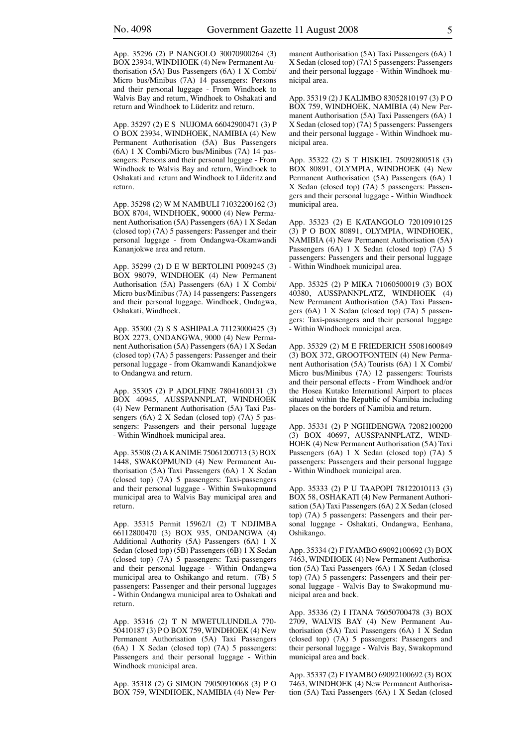App. 35296 (2) P NANGOLO 30070900264 (3) BOX 23934, WINDHOEK (4) New Permanent Authorisation (5A) Bus Passengers (6A) 1 X Combi/ Micro bus/Minibus (7A) 14 passengers: Persons and their personal luggage - From Windhoek to Walvis Bay and return, Windhoek to Oshakati and return and Windhoek to Lüderitz and return.

App. 35297 (2) E S NUJOMA 66042900471 (3) P O BOX 23934, WINDHOEK, NAMIBIA (4) New Permanent Authorisation (5A) Bus Passengers (6A) 1 X Combi/Micro bus/Minibus (7A) 14 passengers: Persons and their personal luggage - From Windhoek to Walvis Bay and return, Windhoek to Oshakati and return and Windhoek to Lüderitz and return.

App. 35298 (2) W M NAMBULI 71032200162 (3) BOX 8704, WINDHOEK, 90000 (4) New Permanent Authorisation (5A) Passengers (6A) 1 X Sedan (closed top) (7A) 5 passengers: Passenger and their personal luggage - from Ondangwa-Okamwandi Kananjokwe area and return.

App. 35299 (2) D E W BERTOLINI P009245 (3) BOX 98079, WINDHOEK (4) New Permanent Authorisation (5A) Passengers (6A) 1 X Combi/ Micro bus/Minibus (7A) 14 passengers: Passengers and their personal luggage. Windhoek, Ondagwa, Oshakati, Windhoek.

App. 35300 (2) S S ASHIPALA 71123000425 (3) BOX 2273, ONDANGWA, 9000 (4) New Permanent Authorisation (5A) Passengers (6A) 1 X Sedan (closed top) (7A) 5 passengers: Passenger and their personal luggage - from Okamwandi Kanandjokwe to Ondangwa and return.

App. 35305 (2) P ADOLFINE 78041600131 (3) BOX 40945, AUSSPANNPLAT, WINDHOEK (4) New Permanent Authorisation (5A) Taxi Passengers (6A) 2 X Sedan (closed top) (7A) 5 passengers: Passengers and their personal luggage - Within Windhoek municipal area.

App. 35308 (2) A KANIME 75061200713 (3) BOX 1448, SWAKOPMUND (4) New Permanent Authorisation (5A) Taxi Passengers (6A) 1 X Sedan (closed top) (7A) 5 passengers: Taxi-passengers and their personal luggage - Within Swakopmund municipal area to Walvis Bay municipal area and return.

App. 35315 Permit 15962/1 (2) T NDJIMBA 66112800470 (3) BOX 935, ONDANGWA (4) Additional Authority (5A) Passengers (6A) 1 X Sedan (closed top) (5B) Passengers (6B) 1 X Sedan (closed top) (7A) 5 passengers: Taxi-passengers and their personal luggage - Within Ondangwa municipal area to Oshikango and return. (7B) 5 passengers: Passenger and their personal luggages - Within Ondangwa municipal area to Oshakati and return.

App. 35316 (2) T N MWETULUNDILA 770-50410187 (3) P O BOX 759, WINDHOEK (4) New Permanent Authorisation (5A) Taxi Passengers (6A) 1 X Sedan (closed top) (7A) 5 passengers: Passengers and their personal luggage - Within Windhoek municipal area.

App. 35318 (2) G SIMON 79050910068 (3) P O BOX 759, WINDHOEK, NAMIBIA (4) New Permanent Authorisation (5A) Taxi Passengers (6A) 1 X Sedan (closed top) (7A) 5 passengers: Passengers and their personal luggage - Within Windhoek municipal area.

App. 35319 (2) J KALIMBO 83052810197 (3) P O BOX 759, WINDHOEK, NAMIBIA (4) New Permanent Authorisation (5A) Taxi Passengers (6A) 1 X Sedan (closed top) (7A) 5 passengers: Passengers and their personal luggage - Within Windhoek municipal area.

App. 35322 (2) S T HISKIEL 75092800518 (3) BOX 80891, OLYMPIA, WINDHOEK (4) New Permanent Authorisation (5A) Passengers (6A) 1 X Sedan (closed top) (7A) 5 passengers: Passengers and their personal luggage - Within Windhoek municipal area.

App. 35323 (2) E KATANGOLO 72010910125 (3) P O BOX 80891, OLYMPIA, WINDHOEK, NAMIBIA (4) New Permanent Authorisation (5A) Passengers (6A) 1 X Sedan (closed top) (7A) 5 passengers: Passengers and their personal luggage - Within Windhoek municipal area.

App. 35325 (2) P MIKA 71060500019 (3) BOX 40380, AUSSPANNPLATZ, WINDHOEK (4) New Permanent Authorisation (5A) Taxi Passengers (6A) 1 X Sedan (closed top) (7A) 5 passengers: Taxi-passengers and their personal luggage - Within Windhoek municipal area.

App. 35329 (2) M E FRIEDERICH 55081600849 (3) BOX 372, GROOTFONTEIN (4) New Permanent Authorisation (5A) Tourists (6A) 1 X Combi/ Micro bus/Minibus (7A) 12 passengers: Tourists and their personal effects - From Windhoek and/or the Hosea Kutako International Airport to places situated within the Republic of Namibia including places on the borders of Namibia and return.

App. 35331 (2) P NGHIDENGWA 72082100200 (3) BOX 40697, AUSSPANNPLATZ, WINDHOEK (4) New Permanent Authorisation (5A) Taxi Passengers (6A) 1 X Sedan (closed top) (7A) 5 passengers: Passengers and their personal luggage - Within Windhoek municipal area.

App. 35333 (2) P U TAAPOPI 78122010113 (3) BOX 58, OSHAKATI (4) New Permanent Authorisation (5A) Taxi Passengers (6A) 2 X Sedan (closed top) (7A) 5 passengers: Passengers and their personal luggage - Oshakati, Ondangwa, Eenhana, Oshikango.

App. 35334 (2) F IYAMBO 69092100692 (3) BOX 7463, WINDHOEK (4) New Permanent Authorisation (5A) Taxi Passengers (6A) 1 X Sedan (closed top) (7A) 5 passengers: Passengers and their personal luggage - Walvis Bay to Swakopmund municipal area and back.

App. 35336 (2) I ITANA 76050700478 (3) BOX 2709, WALVIS BAY (4) New Permanent Authorisation (5A) Taxi Passengers (6A) 1 X Sedan (closed top) (7A) 5 passengers: Passengers and their personal luggage - Walvis Bay, Swakopmund municipal area and back.

App. 35337 (2) F IYAMBO 69092100692 (3) BOX 7463, WINDHOEK (4) New Permanent Authorisation (5A) Taxi Passengers (6A) 1 X Sedan (closed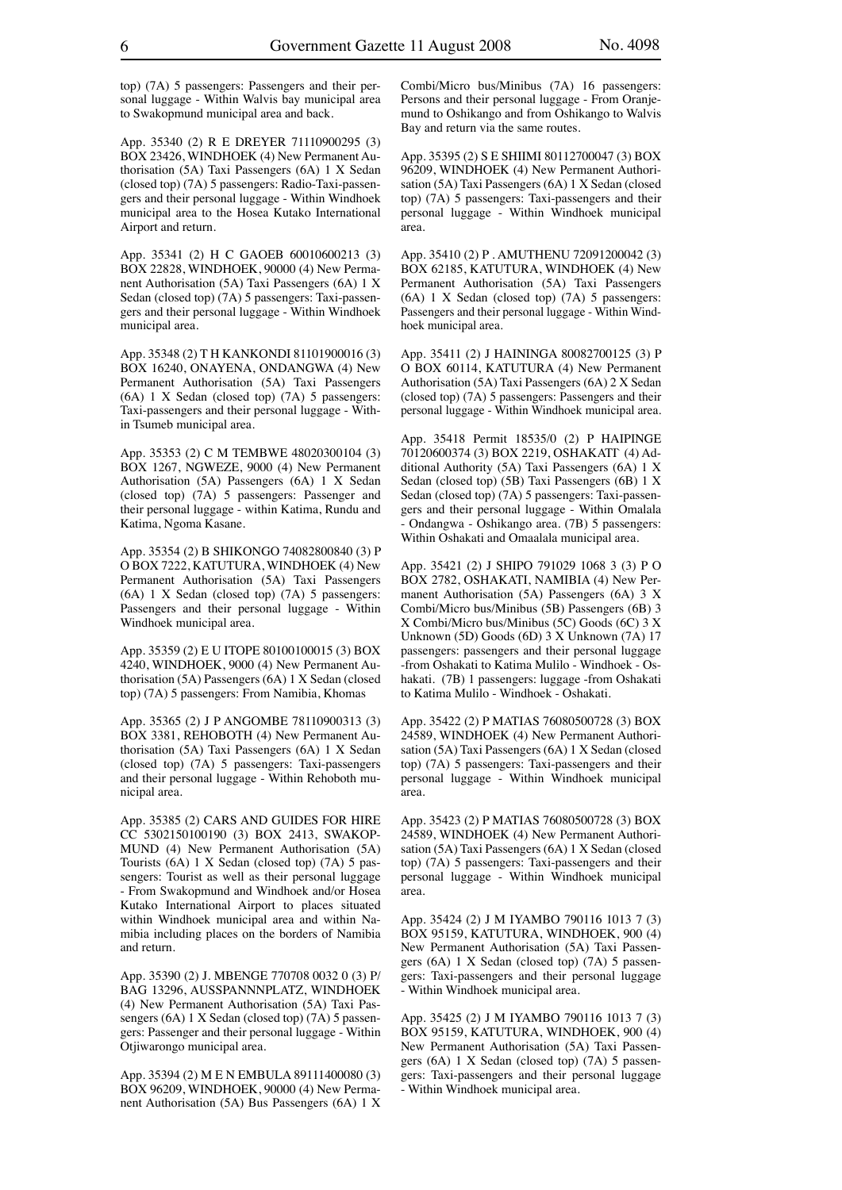top) (7A) 5 passengers: Passengers and their personal luggage - Within Walvis bay municipal area to Swakopmund municipal area and back.

App. 35340 (2) R E DREYER 71110900295 (3) BOX 23426, WINDHOEK (4) New Permanent Authorisation (5A) Taxi Passengers (6A) 1 X Sedan (closed top) (7A) 5 passengers: Radio-Taxi-passengers and their personal luggage - Within Windhoek municipal area to the Hosea Kutako International Airport and return.

App. 35341 (2) H C GAOEB 60010600213 (3) BOX 22828, WINDHOEK, 90000 (4) New Permanent Authorisation (5A) Taxi Passengers (6A) 1 X Sedan (closed top) (7A) 5 passengers: Taxi-passengers and their personal luggage - Within Windhoek municipal area.

App. 35348 (2) T H KANKONDI 81101900016 (3) BOX 16240, ONAYENA, ONDANGWA (4) New Permanent Authorisation (5A) Taxi Passengers (6A) 1 X Sedan (closed top) (7A) 5 passengers: Taxi-passengers and their personal luggage - Within Tsumeb municipal area.

App. 35353 (2) C M TEMBWE 48020300104 (3) BOX 1267, NGWEZE, 9000 (4) New Permanent Authorisation (5A) Passengers (6A) 1 X Sedan (closed top) (7A) 5 passengers: Passenger and their personal luggage - within Katima, Rundu and Katima, Ngoma Kasane.

App. 35354 (2) B SHIKONGO 74082800840 (3) P O BOX 7222, KATUTURA, WINDHOEK (4) New Permanent Authorisation (5A) Taxi Passengers (6A) 1 X Sedan (closed top) (7A) 5 passengers: Passengers and their personal luggage - Within Windhoek municipal area.

App. 35359 (2) E U ITOPE 80100100015 (3) BOX 4240, WINDHOEK, 9000 (4) New Permanent Authorisation (5A) Passengers (6A) 1 X Sedan (closed top) (7A) 5 passengers: From Namibia, Khomas

App. 35365 (2) J P ANGOMBE 78110900313 (3) BOX 3381, REHOBOTH (4) New Permanent Authorisation (5A) Taxi Passengers (6A) 1 X Sedan (closed top) (7A) 5 passengers: Taxi-passengers and their personal luggage - Within Rehoboth municipal area.

App. 35385 (2) CARS AND GUIDES FOR HIRE CC 5302150100190 (3) BOX 2413, SWAKOPMUND (4) New Permanent Authorisation (5A) Tourists (6A) 1 X Sedan (closed top) (7A) 5 passengers: Tourist as well as their personal luggage - From Swakopmund and Windhoek and/or Hosea Kutako International Airport to places situated within Windhoek municipal area and within Namibia including places on the borders of Namibia and return.

App. 35390 (2) J. MBENGE 770708 0032 0 (3) P/BAG 13296, AUSSPANNNPLATZ, WINDHOEK (4) New Permanent Authorisation (5A) Taxi Passengers (6A) 1 X Sedan (closed top) (7A) 5 passengers: Passenger and their personal luggage - Within Otjiwarongo municipal area.

App. 35394 (2) M E N EMBULA 89111400080 (3) BOX 96209, WINDHOEK, 90000 (4) New Permanent Authorisation (5A) Bus Passengers (6A) 1 X Combi/Micro bus/Minibus (7A) 16 passengers: Persons and their personal luggage - From Oranjemund to Oshikango and from Oshikango to Walvis Bay and return via the same routes.

App. 35395 (2) S E SHIIMI 80112700047 (3) BOX 96209, WINDHOEK (4) New Permanent Authorisation (5A) Taxi Passengers (6A) 1 X Sedan (closed top) (7A) 5 passengers: Taxi-passengers and their personal luggage - Within Windhoek municipal area.

App. 35410 (2) P . AMUTHENU 72091200042 (3) BOX 62185, KATUTURA, WINDHOEK (4) New Permanent Authorisation (5A) Taxi Passengers (6A) 1 X Sedan (closed top) (7A) 5 passengers: Passengers and their personal luggage - Within Windhoek municipal area.

App. 35411 (2) J HAININGA 80082700125 (3) P O BOX 60114, KATUTURA (4) New Permanent Authorisation (5A) Taxi Passengers (6A) 2 X Sedan (closed top) (7A) 5 passengers: Passengers and their personal luggage - Within Windhoek municipal area.

App. 35418 Permit 18535/0 (2) P HAIPINGE 70120600374 (3) BOX 2219, OSHAKATT (4) Additional Authority (5A) Taxi Passengers (6A) 1 X Sedan (closed top) (5B) Taxi Passengers (6B) 1 X Sedan (closed top) (7A) 5 passengers: Taxi-passengers and their personal luggage - Within Omalala - Ondangwa - Oshikango area. (7B) 5 passengers: Within Oshakati and Omaalala municipal area.

App. 35421 (2) J SHIPO 791029 1068 3 (3) P O BOX 2782, OSHAKATI, NAMIBIA (4) New Permanent Authorisation (5A) Passengers (6A) 3 X Combi/Micro bus/Minibus (5B) Passengers (6B) 3 X Combi/Micro bus/Minibus (5C) Goods (6C) 3 X Unknown (5D) Goods (6D) 3 X Unknown (7A) 17 passengers: passengers and their personal luggage -from Oshakati to Katima Mulilo - Windhoek - Oshakati. (7B) 1 passengers: luggage -from Oshakati to Katima Mulilo - Windhoek - Oshakati.

App. 35422 (2) P MATIAS 76080500728 (3) BOX 24589, WINDHOEK (4) New Permanent Authorisation (5A) Taxi Passengers (6A) 1 X Sedan (closed top) (7A) 5 passengers: Taxi-passengers and their personal luggage - Within Windhoek municipal area.

App. 35423 (2) P MATIAS 76080500728 (3) BOX 24589, WINDHOEK (4) New Permanent Authorisation (5A) Taxi Passengers (6A) 1 X Sedan (closed top) (7A) 5 passengers: Taxi-passengers and their personal luggage - Within Windhoek municipal area.

App. 35424 (2) J M IYAMBO 790116 1013 7 (3) BOX 95159, KATUTURA, WINDHOEK, 900 (4) New Permanent Authorisation (5A) Taxi Passengers (6A) 1 X Sedan (closed top) (7A) 5 passengers: Taxi-passengers and their personal luggage - Within Windhoek municipal area.

App. 35425 (2) J M IYAMBO 790116 1013 7 (3) BOX 95159, KATUTURA, WINDHOEK, 900 (4) New Permanent Authorisation (5A) Taxi Passengers (6A) 1 X Sedan (closed top) (7A) 5 passengers: Taxi-passengers and their personal luggage - Within Windhoek municipal area.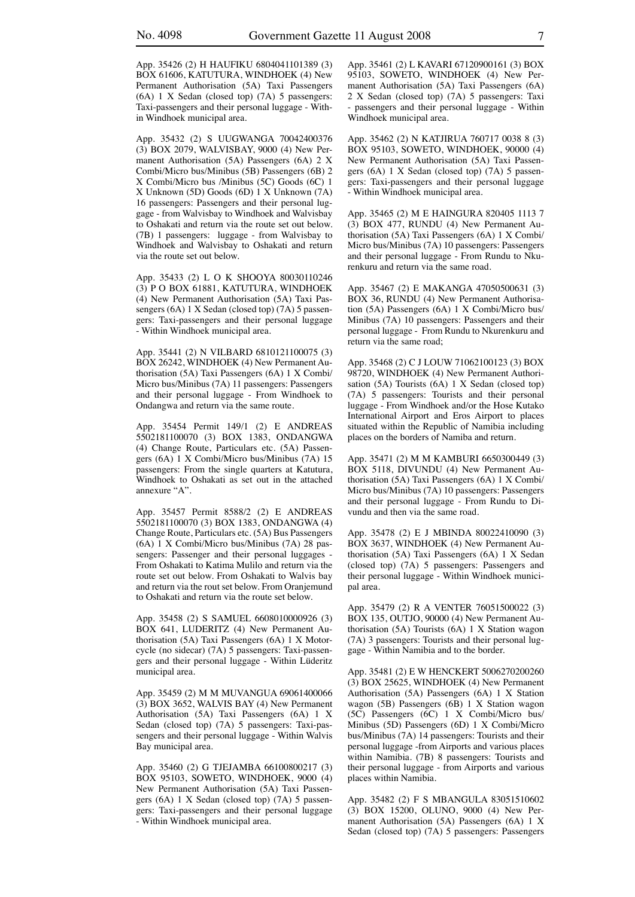App. 35426 (2) H HAUFIKU 6804041101389 (3) BOX 61606, KATUTURA, WINDHOEK (4) New Permanent Authorisation (5A) Taxi Passengers (6A) 1 X Sedan (closed top) (7A) 5 passengers: Taxi-passengers and their personal luggage - Within Windhoek municipal area.

App. 35432 (2) S UUGWANGA 70042400376 (3) BOX 2079, WALVISBAY, 9000 (4) New Permanent Authorisation (5A) Passengers (6A) 2 X Combi/Micro bus/Minibus (5B) Passengers (6B) 2 X Combi/Micro bus /Minibus (5C) Goods (6C) 1 X Unknown (5D) Goods (6D) 1 X Unknown (7A) 16 passengers: Passengers and their personal luggage - from Walvisbay to Windhoek and Walvisbay to Oshakati and return via the route set out below. (7B) 1 passengers: luggage - from Walvisbay to Windhoek and Walvisbay to Oshakati and return via the route set out below.

App. 35433 (2) L O K SHOOYA 80030110246 (3) P O BOX 61881, KATUTURA, WINDHOEK (4) New Permanent Authorisation (5A) Taxi Passengers (6A) 1 X Sedan (closed top) (7A) 5 passengers: Taxi-passengers and their personal luggage - Within Windhoek municipal area.

App. 35441 (2) N VILBARD 6810121100075 (3) BOX 26242, WINDHOEK (4) New Permanent Authorisation (5A) Taxi Passengers (6A) 1 X Combi/ Micro bus/Minibus (7A) 11 passengers: Passengers and their personal luggage - From Windhoek to Ondangwa and return via the same route.

App. 35454 Permit 149/1 (2) E ANDREAS 5502181100070 (3) BOX 1383, ONDANGWA (4) Change Route, Particulars etc. (5A) Passengers (6A) 1 X Combi/Micro bus/Minibus (7A) 15 passengers: From the single quarters at Katutura, Windhoek to Oshakati as set out in the attached annexure "A".

App. 35457 Permit 8588/2 (2) E ANDREAS 5502181100070 (3) BOX 1383, ONDANGWA (4) Change Route, Particulars etc. (5A) Bus Passengers (6A) 1 X Combi/Micro bus/Minibus (7A) 28 passengers: Passenger and their personal luggages - From Oshakati to Katima Mulilo and return via the route set out below. From Oshakati to Walvis bay and return via the rout set below. From Oranjemund to Oshakati and return via the route set below.

App. 35458 (2) S SAMUEL 6608010000926 (3) BOX 641, LUDERITZ (4) New Permanent Authorisation (5A) Taxi Passengers (6A) 1 X Motorcycle (no sidecar) (7A) 5 passengers: Taxi-passengers and their personal luggage - Within Lüderitz municipal area.

App. 35459 (2) M M MUVANGUA 69061400066 (3) BOX 3652, WALVIS BAY (4) New Permanent Authorisation (5A) Taxi Passengers (6A) 1 X Sedan (closed top) (7A) 5 passengers: Taxi-passengers and their personal luggage - Within Walvis Bay municipal area.

App. 35460 (2) G TJEJAMBA 66100800217 (3) BOX 95103, SOWETO, WINDHOEK, 9000 (4) New Permanent Authorisation (5A) Taxi Passengers (6A) 1 X Sedan (closed top) (7A) 5 passengers: Taxi-passengers and their personal luggage - Within Windhoek municipal area.

App. 35461 (2) L KAVARI 67120900161 (3) BOX 95103, SOWETO, WINDHOEK (4) New Permanent Authorisation (5A) Taxi Passengers (6A) 2 X Sedan (closed top) (7A) 5 passengers: Taxi - passengers and their personal luggage - Within Windhoek municipal area.

App. 35462 (2) N KATJIRUA 760717 0038 8 (3) BOX 95103, SOWETO, WINDHOEK, 90000 (4) New Permanent Authorisation (5A) Taxi Passengers (6A) 1 X Sedan (closed top) (7A) 5 passengers: Taxi-passengers and their personal luggage - Within Windhoek municipal area.

App. 35465 (2) M E HAINGURA 820405 1113 7 (3) BOX 477, RUNDU (4) New Permanent Authorisation (5A) Taxi Passengers (6A) 1 X Combi/ Micro bus/Minibus (7A) 10 passengers: Passengers and their personal luggage - From Rundu to Nkurenkuru and return via the same road.

App. 35467 (2) E MAKANGA 47050500631 (3) BOX 36, RUNDU (4) New Permanent Authorisation (5A) Passengers (6A) 1 X Combi/Micro bus/ Minibus (7A) 10 passengers: Passengers and their personal luggage - From Rundu to Nkurenkuru and return via the same road;

App. 35468 (2) C J LOUW 71062100123 (3) BOX 98720, WINDHOEK (4) New Permanent Authorisation (5A) Tourists (6A) 1 X Sedan (closed top) (7A) 5 passengers: Tourists and their personal luggage - From Windhoek and/or the Hose Kutako International Airport and Eros Airport to places situated within the Republic of Namibia including places on the borders of Namiba and return.

App. 35471 (2) M M KAMBURI 6650300449 (3) BOX 5118, DIVUNDU (4) New Permanent Authorisation (5A) Taxi Passengers (6A) 1 X Combi/ Micro bus/Minibus (7A) 10 passengers: Passengers and their personal luggage - From Rundu to Divundu and then via the same road.

App. 35478 (2) E J MBINDA 80022410090 (3) BOX 3637, WINDHOEK (4) New Permanent Authorisation (5A) Taxi Passengers (6A) 1 X Sedan (closed top) (7A) 5 passengers: Passengers and their personal luggage - Within Windhoek municipal area.

App. 35479 (2) R A VENTER 76051500022 (3) BOX 135, OUTJO, 90000 (4) New Permanent Authorisation (5A) Tourists (6A) 1 X Station wagon (7A) 3 passengers: Tourists and their personal luggage - Within Namibia and to the border.

App. 35481 (2) E W HENCKERT 5006270200260 (3) BOX 25625, WINDHOEK (4) New Permanent Authorisation (5A) Passengers (6A) 1 X Station wagon (5B) Passengers (6B) 1 X Station wagon (5C) Passengers (6C) 1 X Combi/Micro bus/ Minibus (5D) Passengers (6D) 1 X Combi/Micro bus/Minibus (7A) 14 passengers: Tourists and their personal luggage -from Airports and various places within Namibia. (7B) 8 passengers: Tourists and their personal luggage - from Airports and various places within Namibia.

App. 35482 (2) F S MBANGULA 83051510602 (3) BOX 15200, OLUNO, 9000 (4) New Permanent Authorisation (5A) Passengers (6A) 1 X Sedan (closed top) (7A) 5 passengers: Passengers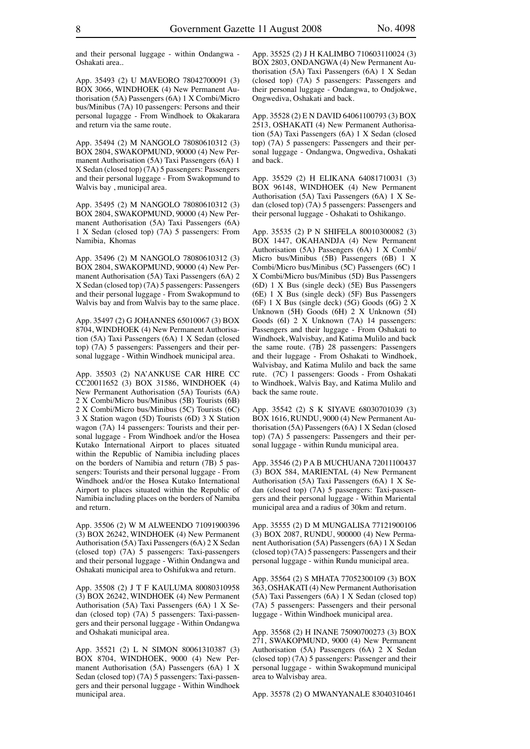and their personal luggage - within Ondangwa - Oshakati area..

App. 35493 (2) U MAVEORO 78042700091 (3) BOX 3066, WINDHOEK (4) New Permanent Authorisation (5A) Passengers (6A) 1 X Combi/Micro bus/Minibus (7A) 10 passengers: Persons and their personal lugagge - From Windhoek to Okakarara and return via the same route.

App. 35494 (2) M NANGOLO 78080610312 (3) BOX 2804, SWAKOPMUND, 90000 (4) New Permanent Authorisation (5A) Taxi Passengers (6A) 1 X Sedan (closed top) (7A) 5 passengers: Passengers and their personal luggage - From Swakopmund to Walvis bay , municipal area.

App. 35495 (2) M NANGOLO 78080610312 (3) BOX 2804, SWAKOPMUND, 90000 (4) New Permanent Authorisation (5A) Taxi Passengers (6A) 1 X Sedan (closed top) (7A) 5 passengers: From Namibia, Khomas

App. 35496 (2) M NANGOLO 78080610312 (3) BOX 2804, SWAKOPMUND, 90000 (4) New Permanent Authorisation (5A) Taxi Passengers (6A) 2 X Sedan (closed top) (7A) 5 passengers: Passengers and their personal luggage - From Swakopmund to Walvis bay and from Walvis bay to the same place.

App. 35497 (2) G JOHANNES 65010067 (3) BOX 8704, WINDHOEK (4) New Permanent Authorisation (5A) Taxi Passengers (6A) 1 X Sedan (closed top) (7A) 5 passengers: Passengers and their personal luggage - Within Windhoek municipal area.

App. 35503 (2) NA'ANKUSE CAR HIRE CC CC20011652 (3) BOX 31586, WINDHOEK (4) New Permanent Authorisation (5A) Tourists (6A) 2 X Combi/Micro bus/Minibus (5B) Tourists (6B) 2 X Combi/Micro bus/Minibus (5C) Tourists (6C) 3 X Station wagon (5D) Tourists (6D) 3 X Station wagon (7A) 14 passengers: Tourists and their personal luggage - From Windhoek and/or the Hosea Kutako International Airport to places situated within the Republic of Namibia including places on the borders of Namibia and return (7B) 5 passengers: Tourists and their personal luggage - From Windhoek and/or the Hosea Kutako International Airport to places situated within the Republic of Namibia including places on the borders of Namiba and return.

App. 35506 (2) W M ALWEENDO 71091900396 (3) BOX 26242, WINDHOEK (4) New Permanent Authorisation (5A) Taxi Passengers (6A) 2 X Sedan (closed top) (7A) 5 passengers: Taxi-passengers and their personal luggage - Within Ondangwa and Oshakati municipal area to Oshifukwa and return.

App. 35508 (2) J T F KAULUMA 80080310958 (3) BOX 26242, WINDHOEK (4) New Permanent Authorisation (5A) Taxi Passengers (6A) 1 X Sedan (closed top) (7A) 5 passengers: Taxi-passengers and their personal luggage - Within Ondangwa and Oshakati municipal area.

App. 35521 (2) L N SIMON 80061310387 (3) BOX 8704, WINDHOEK, 9000 (4) New Permanent Authorisation (5A) Passengers (6A) 1 X Sedan (closed top) (7A) 5 passengers: Taxi-passengers and their personal luggage - Within Windhoek municipal area.

App. 35525 (2) J H KALIMBO 710603110024 (3) BOX 2803, ONDANGWA (4) New Permanent Authorisation (5A) Taxi Passengers (6A) 1 X Sedan (closed top) (7A) 5 passengers: Passengers and their personal luggage - Ondangwa, to Ondjokwe, Ongwediva, Oshakati and back.

App. 35528 (2) E N DAVID 64061100793 (3) BOX 2513, OSHAKATI (4) New Permanent Authorisation (5A) Taxi Passengers (6A) 1 X Sedan (closed top) (7A) 5 passengers: Passengers and their personal luggage - Ondangwa, Ongwediva, Oshakati and back.

App. 35529 (2) H ELIKANA 64081710031 (3) BOX 96148, WINDHOEK (4) New Permanent Authorisation (5A) Taxi Passengers (6A) 1 X Sedan (closed top) (7A) 5 passengers: Passengers and their personal luggage - Oshakati to Oshikango.

App. 35535 (2) P N SHIFELA 80010300082 (3) BOX 1447, OKAHANDJA (4) New Permanent Authorisation (5A) Passengers (6A) 1 X Combi/Micro bus/Minibus (5B) Passengers (6B) 1 X Combi/Micro bus/Minibus (5C) Passengers (6C) 1 X Combi/Micro bus/Minibus (5D) Bus Passengers (6D) 1 X Bus (single deck) (5E) Bus Passengers (6E) 1 X Bus (single deck) (5F) Bus Passengers (6F) 1 X Bus (single deck) (5G) Goods (6G) 2 X Unknown (5H) Goods (6H) 2 X Unknown (5I) Goods (6I) 2 X Unknown (7A) 14 passengers: Passengers and their luggage - From Oshakati to Windhoek, Walvisbay, and Katima Mulilo and back the same route. (7B) 28 passengers: Passengers and their luggage - From Oshakati to Windhoek, Walvisbay, and Katima Mulilo and back the same rute. (7C) 1 passengers: Goods - From Oshakati to Windhoek, Walvis Bay, and Katima Mulilo and back the same route.

App. 35542 (2) S K SIYAVE 68030701039 (3) BOX 1616, RUNDU, 9000 (4) New Permanent Authorisation (5A) Passengers (6A) 1 X Sedan (closed top) (7A) 5 passengers: Passengers and their personal luggage - within Rundu municipal area.

App. 35546 (2) P A B MUCHUANA 72011100437 (3) BOX 584, MARIENTAL (4) New Permanent Authorisation (5A) Taxi Passengers (6A) 1 X Sedan (closed top) (7A) 5 passengers: Taxi-passengers and their personal luggage - Within Mariental municipal area and a radius of 30km and return.

App. 35555 (2) D M MUNGALISA 77121900106 (3) BOX 2087, RUNDU, 900000 (4) New Permanent Authorisation (5A) Passengers (6A) 1 X Sedan (closed top) (7A) 5 passengers: Passengers and their personal luggage - within Rundu municipal area.

App. 35564 (2) S MHATA 77052300109 (3) BOX 363, OSHAKATI (4) New Permanent Authorisation (5A) Taxi Passengers (6A) 1 X Sedan (closed top) (7A) 5 passengers: Passengers and their personal luggage - Within Windhoek municipal area.

App. 35568 (2) H INANE 75090700273 (3) BOX 271, SWAKOPMUND, 9000 (4) New Permanent Authorisation (5A) Passengers (6A) 2 X Sedan (closed top) (7A) 5 passengers: Passenger and their personal luggage - within Swakopmund municipal area to Walvisbay area.

App. 35578 (2) O MWANYANALE 83040310461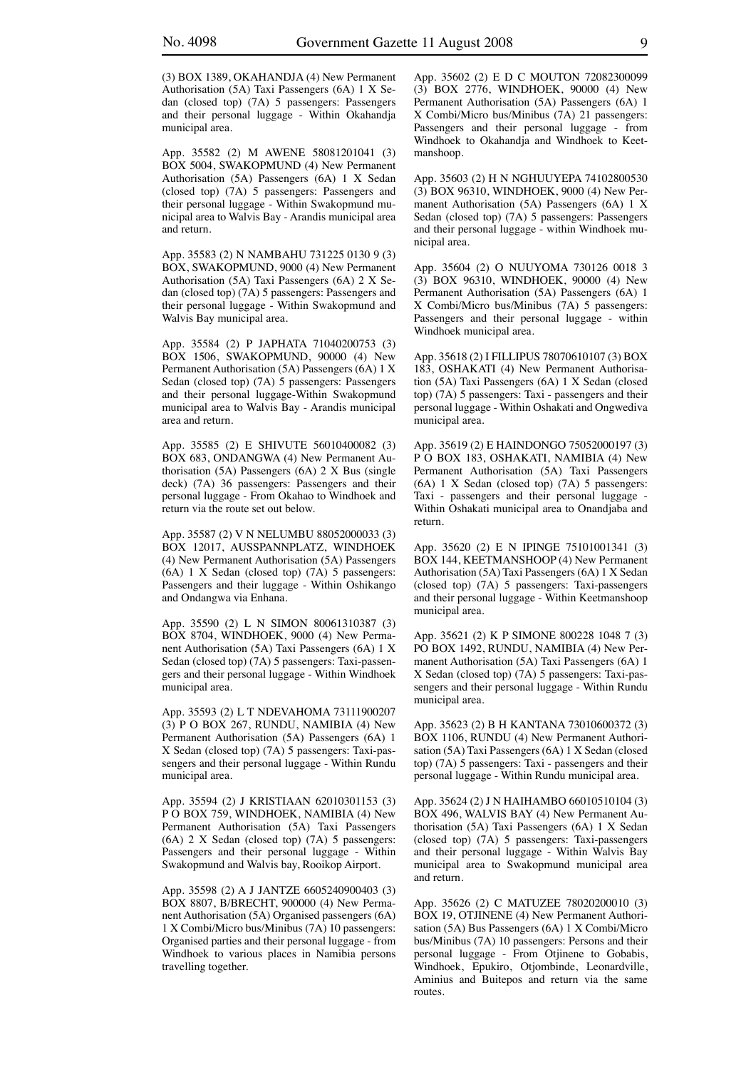(3) BOX 1389, OKAHANDJA (4) New Permanent Authorisation (5A) Taxi Passengers (6A) 1 X Sedan (closed top) (7A) 5 passengers: Passengers and their personal luggage - Within Okahandja municipal area.

App. 35582 (2) M AWENE 58081201041 (3) BOX 5004, SWAKOPMUND (4) New Permanent Authorisation (5A) Passengers (6A) 1 X Sedan (closed top) (7A) 5 passengers: Passengers and their personal luggage - Within Swakopmund municipal area to Walvis Bay - Arandis municipal area and return.

App. 35583 (2) N NAMBAHU 731225 0130 9 (3) BOX, SWAKOPMUND, 9000 (4) New Permanent Authorisation (5A) Taxi Passengers (6A) 2 X Sedan (closed top) (7A) 5 passengers: Passengers and their personal luggage - Within Swakopmund and Walvis Bay municipal area.

App. 35584 (2) P JAPHATA 71040200753 (3) BOX 1506, SWAKOPMUND, 90000 (4) New Permanent Authorisation (5A) Passengers (6A) 1 X Sedan (closed top) (7A) 5 passengers: Passengers and their personal luggage-Within Swakopmund municipal area to Walvis Bay - Arandis municipal area and return.

App. 35585 (2) E SHIVUTE 56010400082 (3) BOX 683, ONDANGWA (4) New Permanent Authorisation (5A) Passengers (6A) 2 X Bus (single deck) (7A) 36 passengers: Passengers and their personal luggage - From Okahao to Windhoek and return via the route set out below.

App. 35587 (2) V N NELUMBU 88052000033 (3) BOX 12017, AUSSPANNPLATZ, WINDHOEK (4) New Permanent Authorisation (5A) Passengers (6A) 1 X Sedan (closed top) (7A) 5 passengers: Passengers and their luggage - Within Oshikango and Ondangwa via Enhana.

App. 35590 (2) L N SIMON 80061310387 (3) BOX 8704, WINDHOEK, 9000 (4) New Permanent Authorisation (5A) Taxi Passengers (6A) 1 X Sedan (closed top) (7A) 5 passengers: Taxi-passengers and their personal luggage - Within Windhoek municipal area.

App. 35593 (2) L T NDEVAHOMA 73111900207 (3) P O BOX 267, RUNDU, NAMIBIA (4) New Permanent Authorisation (5A) Passengers (6A) 1 X Sedan (closed top) (7A) 5 passengers: Taxi-passengers and their personal luggage - Within Rundu municipal area.

App. 35594 (2) J KRISTIAAN 62010301153 (3) P O BOX 759, WINDHOEK, NAMIBIA (4) New Permanent Authorisation (5A) Taxi Passengers (6A) 2 X Sedan (closed top) (7A) 5 passengers: Passengers and their personal luggage - Within Swakopmund and Walvis bay, Rooikop Airport.

App. 35598 (2) A J JANTZE 6605240900403 (3) BOX 8807, B/BRECHT, 900000 (4) New Permanent Authorisation (5A) Organised passengers (6A) 1 X Combi/Micro bus/Minibus (7A) 10 passengers: Organised parties and their personal luggage - from Windhoek to various places in Namibia persons travelling together.

App. 35602 (2) E D C MOUTON 72082300099 (3) BOX 2776, WINDHOEK, 90000 (4) New Permanent Authorisation (5A) Passengers (6A) 1 X Combi/Micro bus/Minibus (7A) 21 passengers: Passengers and their personal luggage - from Windhoek to Okahandja and Windhoek to Keetmanshoop.

App. 35603 (2) H N NGHUUYEPA 74102800530 (3) BOX 96310, WINDHOEK, 9000 (4) New Permanent Authorisation (5A) Passengers (6A) 1 X Sedan (closed top) (7A) 5 passengers: Passengers and their personal luggage - within Windhoek municipal area.

App. 35604 (2) O NUUYOMA 730126 0018 3 (3) BOX 96310, WINDHOEK, 90000 (4) New Permanent Authorisation (5A) Passengers (6A) 1 X Combi/Micro bus/Minibus (7A) 5 passengers: Passengers and their personal luggage - within Windhoek municipal area.

App. 35618 (2) I FILLIPUS 78070610107 (3) BOX 183, OSHAKATI (4) New Permanent Authorisation (5A) Taxi Passengers (6A) 1 X Sedan (closed top) (7A) 5 passengers: Taxi - passengers and their personal luggage - Within Oshakati and Ongwediva municipal area.

App. 35619 (2) E HAINDONGO 75052000197 (3) P O BOX 183, OSHAKATI, NAMIBIA (4) New Permanent Authorisation (5A) Taxi Passengers (6A) 1 X Sedan (closed top) (7A) 5 passengers: Taxi - passengers and their personal luggage - Within Oshakati municipal area to Onandjaba and return.

App. 35620 (2) E N IPINGE 75101001341 (3) BOX 144, KEETMANSHOOP (4) New Permanent Authorisation (5A) Taxi Passengers (6A) 1 X Sedan (closed top) (7A) 5 passengers: Taxi-passengers and their personal luggage - Within Keetmanshoop municipal area.

App. 35621 (2) K P SIMONE 800228 1048 7 (3) PO BOX 1492, RUNDU, NAMIBIA (4) New Permanent Authorisation (5A) Taxi Passengers (6A) 1 X Sedan (closed top) (7A) 5 passengers: Taxi-passengers and their personal luggage - Within Rundu municipal area.

App. 35623 (2) B H KANTANA 73010600372 (3) BOX 1106, RUNDU (4) New Permanent Authorisation (5A) Taxi Passengers (6A) 1 X Sedan (closed top) (7A) 5 passengers: Taxi - passengers and their personal luggage - Within Rundu municipal area.

App. 35624 (2) J N HAIHAMBO 66010510104 (3) BOX 496, WALVIS BAY (4) New Permanent Authorisation (5A) Taxi Passengers (6A) 1 X Sedan (closed top) (7A) 5 passengers: Taxi-passengers and their personal luggage - Within Walvis Bay municipal area to Swakopmund municipal area and return.

App. 35626 (2) C MATUZEE 78020200010 (3) BOX 19, OTJINENE (4) New Permanent Authorisation (5A) Bus Passengers (6A) 1 X Combi/Micro bus/Minibus (7A) 10 passengers: Persons and their personal luggage - From Otjinene to Gobabis, Windhoek, Epukiro, Otjombinde, Leonardville, Aminius and Buitepos and return via the same routes.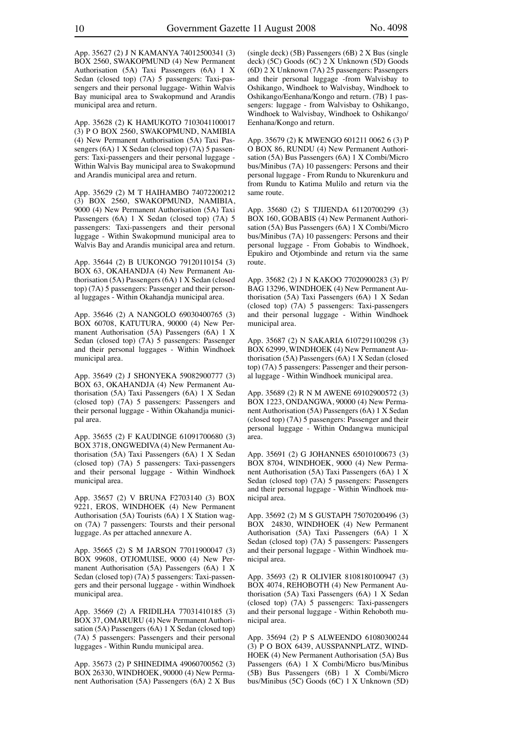App. 35627 (2) J N KAMANYA 74012500341 (3) BOX 2560, SWAKOPMUND (4) New Permanent Authorisation (5A) Taxi Passengers (6A) 1 X Sedan (closed top) (7A) 5 passengers: Taxi-passengers and their personal luggage- Within Walvis Bay municipal area to Swakopmund and Arandis municipal area and return.

App. 35628 (2) K HAMUKOTO 7103041100017 (3) P O BOX 2560, SWAKOPMUND, NAMIBIA (4) New Permanent Authorisation (5A) Taxi Passengers (6A) 1 X Sedan (closed top) (7A) 5 passengers: Taxi-passengers and their personal luggage - Within Walvis Bay municipal area to Swakopmund and Arandis municipal area and return.

App. 35629 (2) M T HAIHAMBO 74072200212 (3) BOX 2560, SWAKOPMUND, NAMIBIA, 9000 (4) New Permanent Authorisation (5A) Taxi Passengers (6A) 1 X Sedan (closed top) (7A) 5 passengers: Taxi-passengers and their personal luggage - Within Swakopmund municipal area to Walvis Bay and Arandis municipal area and return.

App. 35644 (2) B UUKONGO 79120110154 (3) BOX 63, OKAHANDJA (4) New Permanent Authorisation (5A) Passengers (6A) 1 X Sedan (closed top) (7A) 5 passengers: Passenger and their personal luggages - Within Okahandja municipal area.

App. 35646 (2) A NANGOLO 69030400765 (3) BOX 60708, KATUTURA, 90000 (4) New Permanent Authorisation (5A) Passengers (6A) 1 X Sedan (closed top) (7A) 5 passengers: Passenger and their personal luggages - Within Windhoek municipal area.

App. 35649 (2) J SHONYEKA 59082900777 (3) BOX 63, OKAHANDJA (4) New Permanent Authorisation (5A) Taxi Passengers (6A) 1 X Sedan (closed top) (7A) 5 passengers: Passengers and their personal luggage - Within Okahandja municipal area.

App. 35655 (2) F KAUDINGE 61091700680 (3) BOX 3718, ONGWEDIVA (4) New Permanent Authorisation (5A) Taxi Passengers (6A) 1 X Sedan (closed top) (7A) 5 passengers: Taxi-passengers and their personal luggage - Within Windhoek municipal area.

App. 35657 (2) V BRUNA F2703140 (3) BOX 9221, EROS, WINDHOEK (4) New Permanent Authorisation (5A) Tourists (6A) 1 X Station wagon (7A) 7 passengers: Toursts and their personal luggage. As per attached annexure A.

App. 35665 (2) S M JARSON 77011900047 (3) BOX 99608, OTJOMUISE, 9000 (4) New Permanent Authorisation (5A) Passengers (6A) 1 X Sedan (closed top) (7A) 5 passengers: Taxi-passengers and their personal luggage - within Windhoek municipal area.

App. 35669 (2) A FRIDILHA 77031410185 (3) BOX 37, OMARURU (4) New Permanent Authorisation (5A) Passengers (6A) 1 X Sedan (closed top) (7A) 5 passengers: Passengers and their personal luggages - Within Rundu municipal area.

App. 35673 (2) P SHINEDIMA 49060700562 (3) BOX 26330, WINDHOEK, 90000 (4) New Permanent Authorisation (5A) Passengers (6A) 2 X Bus (single deck) (5B) Passengers (6B) 2 X Bus (single deck) (5C) Goods (6C) 2 X Unknown (5D) Goods (6D) 2 X Unknown (7A) 25 passengers: Passengers and their personal luggage -from Walvisbay to Oshikango, Windhoek to Walvisbay, Windhoek to Oshikango/Eenhana/Kongo and return. (7B) 1 passengers: luggage - from Walvisbay to Oshikango, Windhoek to Walvisbay, Windhoek to Oshikango/Eenhana/Kongo and return.

App. 35679 (2) K MWENGO 601211 0062 6 (3) P O BOX 86, RUNDU (4) New Permanent Authorisation (5A) Bus Passengers (6A) 1 X Combi/Micro bus/Minibus (7A) 10 passengers: Persons and their personal luggage - From Rundu to Nkurenkuru and from Rundu to Katima Mulilo and return via the same route.

App. 35680 (2) S TJIJENDA 61120700299 (3) BOX 160, GOBABIS (4) New Permanent Authorisation (5A) Bus Passengers (6A) 1 X Combi/Micro bus/Minibus (7A) 10 passengers: Persons and their personal luggage - From Gobabis to Windhoek, Epukiro and Otjombinde and return via the same route.

App. 35682 (2) J N KAKOO 77020900283 (3) P/ BAG 13296, WINDHOEK (4) New Permanent Authorisation (5A) Taxi Passengers (6A) 1 X Sedan (closed top) (7A) 5 passengers: Taxi-passengers and their personal luggage - Within Windhoek municipal area.

App. 35687 (2) N SAKARIA 6107291100298 (3) BOX 62999, WINDHOEK (4) New Permanent Authorisation (5A) Passengers (6A) 1 X Sedan (closed top) (7A) 5 passengers: Passenger and their personal luggage - Within Windhoek municipal area.

App. 35689 (2) R N M AWENE 69102900572 (3) BOX 1223, ONDANGWA, 90000 (4) New Permanent Authorisation (5A) Passengers (6A) 1 X Sedan (closed top) (7A) 5 passengers: Passenger and their personal luggage - Within Ondangwa municipal area.

App. 35691 (2) G JOHANNES 65010100673 (3) BOX 8704, WINDHOEK, 9000 (4) New Permanent Authorisation (5A) Taxi Passengers (6A) 1 X Sedan (closed top) (7A) 5 passengers: Passengers and their personal luggage - Within Windhoek municipal area.

App. 35692 (2) M S GUSTAPH 75070200496 (3) BOX 24830, WINDHOEK (4) New Permanent Authorisation (5A) Taxi Passengers (6A) 1 X Sedan (closed top) (7A) 5 passengers: Passengers and their personal luggage - Within Windhoek municipal area.

App. 35693 (2) R OLIVIER 8108180100947 (3) BOX 4074, REHOBOTH (4) New Permanent Authorisation (5A) Taxi Passengers (6A) 1 X Sedan (closed top) (7A) 5 passengers: Taxi-passengers and their personal luggage - Within Rehoboth municipal area.

App. 35694 (2) P S ALWEENDO 61080300244 (3) P O BOX 6439, AUSSPANNPLATZ, WINDHOEK (4) New Permanent Authorisation (5A) Bus Passengers (6A) 1 X Combi/Micro bus/Minibus (5B) Bus Passengers (6B) 1 X Combi/Micro bus/Minibus (5C) Goods (6C) 1 X Unknown (5D)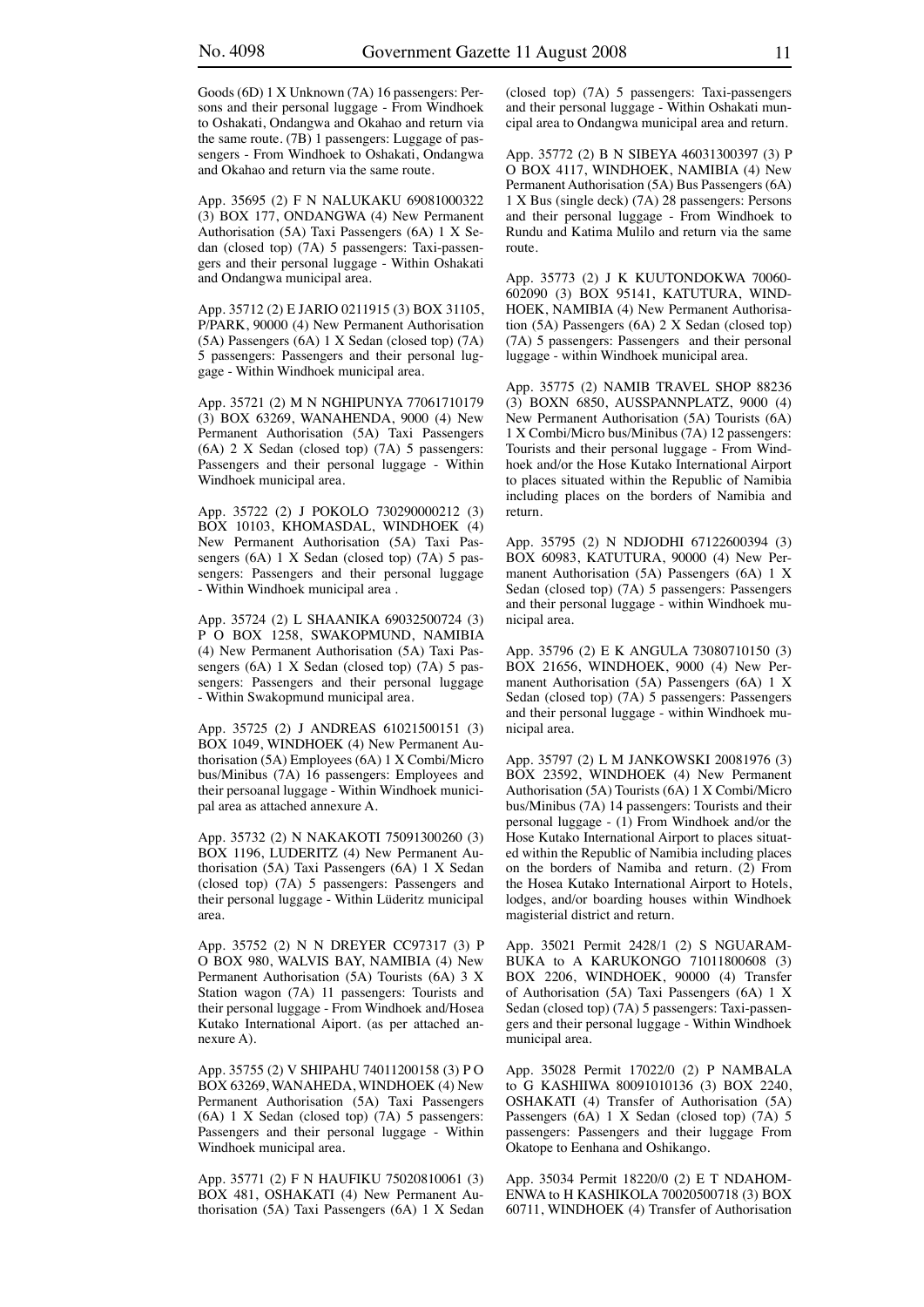Goods (6D) 1 X Unknown (7A) 16 passengers: Persons and their personal luggage - From Windhoek to Oshakati, Ondangwa and Okahao and return via the same route. (7B) 1 passengers: Luggage of passengers - From Windhoek to Oshakati, Ondangwa and Okahao and return via the same route.

App. 35695 (2) F N NALUKAKU 69081000322 (3) BOX 177, ONDANGWA (4) New Permanent Authorisation (5A) Taxi Passengers (6A) 1 X Sedan (closed top) (7A) 5 passengers: Taxi-passengers and their personal luggage - Within Oshakati and Ondangwa municipal area.

App. 35712 (2) E JARIO 0211915 (3) BOX 31105, P/PARK, 90000 (4) New Permanent Authorisation (5A) Passengers (6A) 1 X Sedan (closed top) (7A) 5 passengers: Passengers and their personal luggage - Within Windhoek municipal area.

App. 35721 (2) M N NGHIPUNYA 77061710179 (3) BOX 63269, WANAHENDA, 9000 (4) New Permanent Authorisation (5A) Taxi Passengers (6A) 2 X Sedan (closed top) (7A) 5 passengers: Passengers and their personal luggage - Within Windhoek municipal area.

App. 35722 (2) J POKOLO 730290000212 (3) BOX 10103, KHOMASDAL, WINDHOEK (4) New Permanent Authorisation (5A) Taxi Passengers (6A) 1 X Sedan (closed top) (7A) 5 passengers: Passengers and their personal luggage - Within Windhoek municipal area .

App. 35724 (2) L SHAANIKA 69032500724 (3) P O BOX 1258, SWAKOPMUND, NAMIBIA (4) New Permanent Authorisation (5A) Taxi Passengers (6A) 1 X Sedan (closed top) (7A) 5 passengers: Passengers and their personal luggage - Within Swakopmund municipal area.

App. 35725 (2) J ANDREAS 61021500151 (3) BOX 1049, WINDHOEK (4) New Permanent Authorisation (5A) Employees (6A) 1 X Combi/Micro bus/Minibus (7A) 16 passengers: Employees and their persoanal luggage - Within Windhoek municipal area as attached annexure A.

App. 35732 (2) N NAKAKOTI 75091300260 (3) BOX 1196, LUDERITZ (4) New Permanent Authorisation (5A) Taxi Passengers (6A) 1 X Sedan (closed top) (7A) 5 passengers: Passengers and their personal luggage - Within Lüderitz municipal area.

App. 35752 (2) N N DREYER CC97317 (3) P O BOX 980, WALVIS BAY, NAMIBIA (4) New Permanent Authorisation (5A) Tourists (6A) 3 X Station wagon (7A) 11 passengers: Tourists and their personal luggage - From Windhoek and/Hosea Kutako International Aiport. (as per attached annexure A).

App. 35755 (2) V SHIPAHU 74011200158 (3) P O BOX 63269, WANAHEDA, WINDHOEK (4) New Permanent Authorisation (5A) Taxi Passengers (6A) 1 X Sedan (closed top) (7A) 5 passengers: Passengers and their personal luggage - Within Windhoek municipal area.

App. 35771 (2) F N HAUFIKU 75020810061 (3) BOX 481, OSHAKATI (4) New Permanent Authorisation (5A) Taxi Passengers (6A) 1 X Sedan (closed top) (7A) 5 passengers: Taxi-passengers and their personal luggage - Within Oshakati muncipal area to Ondangwa municipal area and return.

App. 35772 (2) B N SIBEYA 46031300397 (3) P O BOX 4117, WINDHOEK, NAMIBIA (4) New Permanent Authorisation (5A) Bus Passengers (6A) 1 X Bus (single deck) (7A) 28 passengers: Persons and their personal luggage - From Windhoek to Rundu and Katima Mulilo and return via the same route.

App. 35773 (2) J K KUUTONDOKWA 70060-602090 (3) BOX 95141, KATUTURA, WINDHOEK, NAMIBIA (4) New Permanent Authorisation (5A) Passengers (6A) 2 X Sedan (closed top) (7A) 5 passengers: Passengers and their personal luggage - within Windhoek municipal area.

App. 35775 (2) NAMIB TRAVEL SHOP 88236 (3) BOXN 6850, AUSSPANNPLATZ, 9000 (4) New Permanent Authorisation (5A) Tourists (6A) 1 X Combi/Micro bus/Minibus (7A) 12 passengers: Tourists and their personal luggage - From Windhoek and/or the Hose Kutako International Airport to places situated within the Republic of Namibia including places on the borders of Namibia and return.

App. 35795 (2) N NDJODHI 67122600394 (3) BOX 60983, KATUTURA, 90000 (4) New Permanent Authorisation (5A) Passengers (6A) 1 X Sedan (closed top) (7A) 5 passengers: Passengers and their personal luggage - within Windhoek municipal area.

App. 35796 (2) E K ANGULA 73080710150 (3) BOX 21656, WINDHOEK, 9000 (4) New Permanent Authorisation (5A) Passengers (6A) 1 X Sedan (closed top) (7A) 5 passengers: Passengers and their personal luggage - within Windhoek municipal area.

App. 35797 (2) L M JANKOWSKI 20081976 (3) BOX 23592, WINDHOEK (4) New Permanent Authorisation (5A) Tourists (6A) 1 X Combi/Micro bus/Minibus (7A) 14 passengers: Tourists and their personal luggage - (1) From Windhoek and/or the Hose Kutako International Airport to places situated within the Republic of Namibia including places on the borders of Namiba and return. (2) From the Hosea Kutako International Airport to Hotels, lodges, and/or boarding houses within Windhoek magisterial district and return.

App. 35021 Permit 2428/1 (2) S NGUARAMBUKA to A KARUKONGO 71011800608 (3) BOX 2206, WINDHOEK, 90000 (4) Transfer of Authorisation (5A) Taxi Passengers (6A) 1 X Sedan (closed top) (7A) 5 passengers: Taxi-passengers and their personal luggage - Within Windhoek municipal area.

App. 35028 Permit 17022/0 (2) P NAMBALA to G KASHIIWA 80091010136 (3) BOX 2240, OSHAKATI (4) Transfer of Authorisation (5A) Passengers (6A) 1 X Sedan (closed top) (7A) 5 passengers: Passengers and their luggage From Okatope to Eenhana and Oshikango.

App. 35034 Permit 18220/0 (2) E T NDAHOMENWA to H KASHIKOLA 70020500718 (3) BOX 60711, WINDHOEK (4) Transfer of Authorisation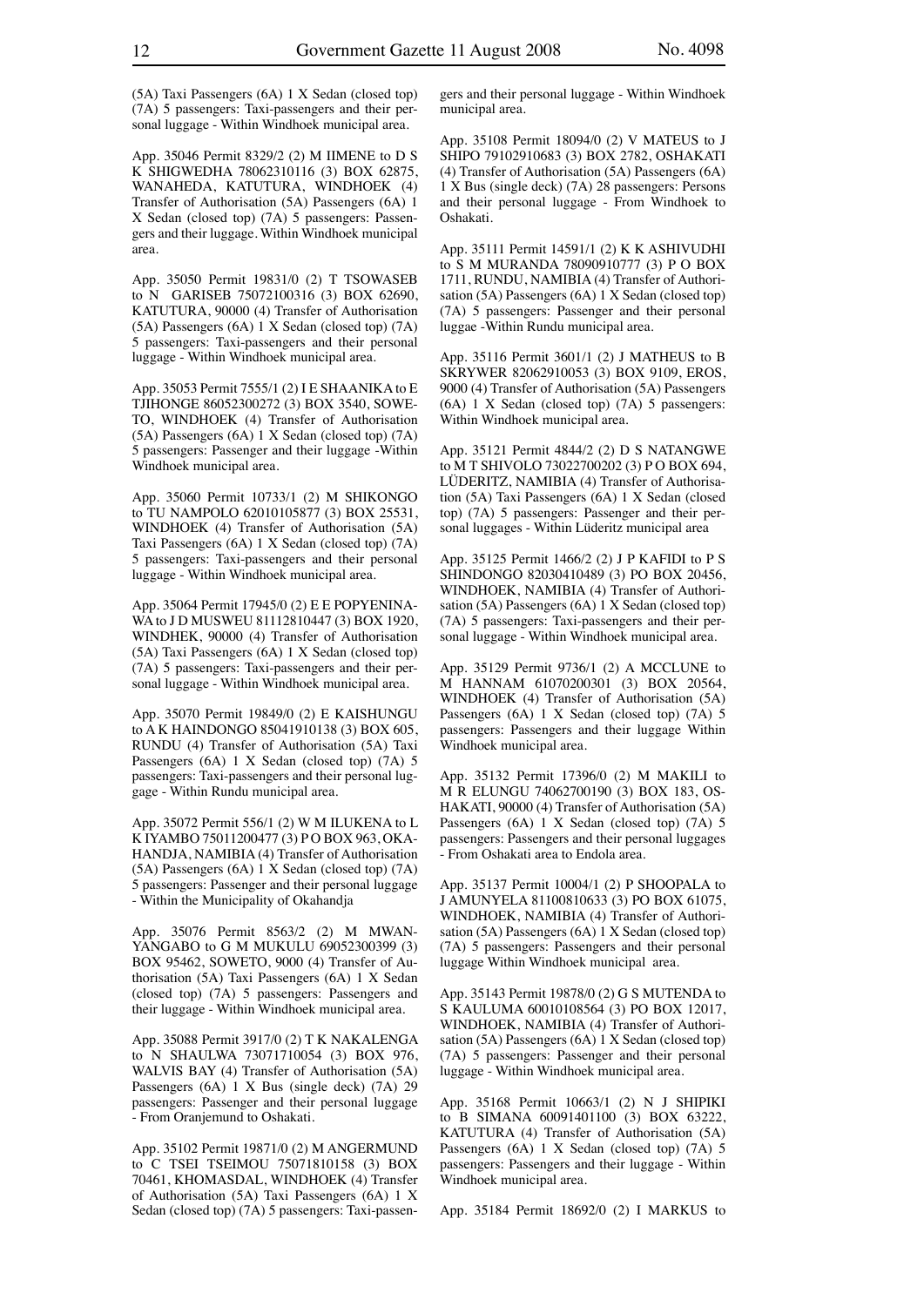(5A) Taxi Passengers (6A) 1 X Sedan (closed top) (7A) 5 passengers: Taxi-passengers and their personal luggage - Within Windhoek municipal area.

App. 35046 Permit 8329/2 (2) M IIMENE to D S K SHIGWEDHA 78062310116 (3) BOX 62875, WANAHEDA, KATUTURA, WINDHOEK (4) Transfer of Authorisation (5A) Passengers (6A) 1 X Sedan (closed top) (7A) 5 passengers: Passengers and their luggage. Within Windhoek municipal area.

App. 35050 Permit 19831/0 (2) T TSOWASEB to N GARISEB 75072100316 (3) BOX 62690, KATUTURA, 90000 (4) Transfer of Authorisation (5A) Passengers (6A) 1 X Sedan (closed top) (7A) 5 passengers: Taxi-passengers and their personal luggage - Within Windhoek municipal area.

App. 35053 Permit 7555/1 (2) I E SHAANIKA to E TJIHONGE 86052300272 (3) BOX 3540, SOWETO, WINDHOEK (4) Transfer of Authorisation (5A) Passengers (6A) 1 X Sedan (closed top) (7A) 5 passengers: Passenger and their luggage -Within Windhoek municipal area.

App. 35060 Permit 10733/1 (2) M SHIKONGO to TU NAMPOLO 62010105877 (3) BOX 25531, WINDHOEK (4) Transfer of Authorisation (5A) Taxi Passengers (6A) 1 X Sedan (closed top) (7A) 5 passengers: Taxi-passengers and their personal luggage - Within Windhoek municipal area.

App. 35064 Permit 17945/0 (2) E E POPYENINAWA to J D MUSWEU 81112810447 (3) BOX 1920, WINDHEK, 90000 (4) Transfer of Authorisation (5A) Taxi Passengers (6A) 1 X Sedan (closed top) (7A) 5 passengers: Taxi-passengers and their personal luggage - Within Windhoek municipal area.

App. 35070 Permit 19849/0 (2) E KAISHUNGU to A K HAINDONGO 85041910138 (3) BOX 605, RUNDU (4) Transfer of Authorisation (5A) Taxi Passengers (6A) 1 X Sedan (closed top) (7A) 5 passengers: Taxi-passengers and their personal luggage - Within Rundu municipal area.

App. 35072 Permit 556/1 (2) W M ILUKENA to L K IYAMBO 75011200477 (3) P O BOX 963, OKAHANDJA, NAMIBIA (4) Transfer of Authorisation (5A) Passengers (6A) 1 X Sedan (closed top) (7A) 5 passengers: Passenger and their personal luggage - Within the Municipality of Okahandja

App. 35076 Permit 8563/2 (2) M MWANYANGABO to G M MUKULU 69052300399 (3) BOX 95462, SOWETO, 9000 (4) Transfer of Authorisation (5A) Taxi Passengers (6A) 1 X Sedan (closed top) (7A) 5 passengers: Passengers and their luggage - Within Windhoek municipal area.

App. 35088 Permit 3917/0 (2) T K NAKALENGA to N SHAULWA 73071710054 (3) BOX 976, WALVIS BAY (4) Transfer of Authorisation (5A) Passengers (6A) 1 X Bus (single deck) (7A) 29 passengers: Passenger and their personal luggage - From Oranjemund to Oshakati.

App. 35102 Permit 19871/0 (2) M ANGERMUND to C TSEI TSEIMOU 75071810158 (3) BOX 70461, KHOMASDAL, WINDHOEK (4) Transfer of Authorisation (5A) Taxi Passengers (6A) 1 X Sedan (closed top) (7A) 5 passengers: Taxi-passengers and their personal luggage - Within Windhoek municipal area.

App. 35108 Permit 18094/0 (2) V MATEUS to J SHIPO 79102910683 (3) BOX 2782, OSHAKATI (4) Transfer of Authorisation (5A) Passengers (6A) 1 X Bus (single deck) (7A) 28 passengers: Persons and their personal luggage - From Windhoek to Oshakati.

App. 35111 Permit 14591/1 (2) K K ASHIVUDHI to S M MURANDA 78090910777 (3) P O BOX 1711, RUNDU, NAMIBIA (4) Transfer of Authorisation (5A) Passengers (6A) 1 X Sedan (closed top) (7A) 5 passengers: Passenger and their personal luggae -Within Rundu municipal area.

App. 35116 Permit 3601/1 (2) J MATHEUS to B SKRYWER 82062910053 (3) BOX 9109, EROS, 9000 (4) Transfer of Authorisation (5A) Passengers (6A) 1 X Sedan (closed top) (7A) 5 passengers: Within Windhoek municipal area.

App. 35121 Permit 4844/2 (2) D S NATANGWE to M T SHIVOLO 73022700202 (3) P O BOX 694, LÜDERITZ, NAMIBIA (4) Transfer of Authorisation (5A) Taxi Passengers (6A) 1 X Sedan (closed top) (7A) 5 passengers: Passenger and their personal luggages - Within Lüderitz municipal area

App. 35125 Permit 1466/2 (2) J P KAFIDI to P S SHINDONGO 82030410489 (3) PO BOX 20456, WINDHOEK, NAMIBIA (4) Transfer of Authorisation (5A) Passengers (6A) 1 X Sedan (closed top) (7A) 5 passengers: Taxi-passengers and their personal luggage - Within Windhoek municipal area.

App. 35129 Permit 9736/1 (2) A MCCLUNE to M HANNAM 61070200301 (3) BOX 20564, WINDHOEK (4) Transfer of Authorisation (5A) Passengers (6A) 1 X Sedan (closed top) (7A) 5 passengers: Passengers and their luggage Within Windhoek municipal area.

App. 35132 Permit 17396/0 (2) M MAKILI to M R ELUNGU 74062700190 (3) BOX 183, OSHAKATI, 90000 (4) Transfer of Authorisation (5A) Passengers (6A) 1 X Sedan (closed top) (7A) 5 passengers: Passengers and their personal luggages - From Oshakati area to Endola area.

App. 35137 Permit 10004/1 (2) P SHOOPALA to J AMUNYELA 81100810633 (3) PO BOX 61075, WINDHOEK, NAMIBIA (4) Transfer of Authorisation (5A) Passengers (6A) 1 X Sedan (closed top) (7A) 5 passengers: Passengers and their personal luggage Within Windhoek municipal area.

App. 35143 Permit 19878/0 (2) G S MUTENDA to S KAULUMA 60010108564 (3) PO BOX 12017, WINDHOEK, NAMIBIA (4) Transfer of Authorisation (5A) Passengers (6A) 1 X Sedan (closed top) (7A) 5 passengers: Passenger and their personal luggage - Within Windhoek municipal area.

App. 35168 Permit 10663/1 (2) N J SHIPIKI to B SIMANA 60091401100 (3) BOX 63222, KATUTURA (4) Transfer of Authorisation (5A) Passengers (6A) 1 X Sedan (closed top) (7A) 5 passengers: Passengers and their luggage - Within Windhoek municipal area.

App. 35184 Permit 18692/0 (2) I MARKUS to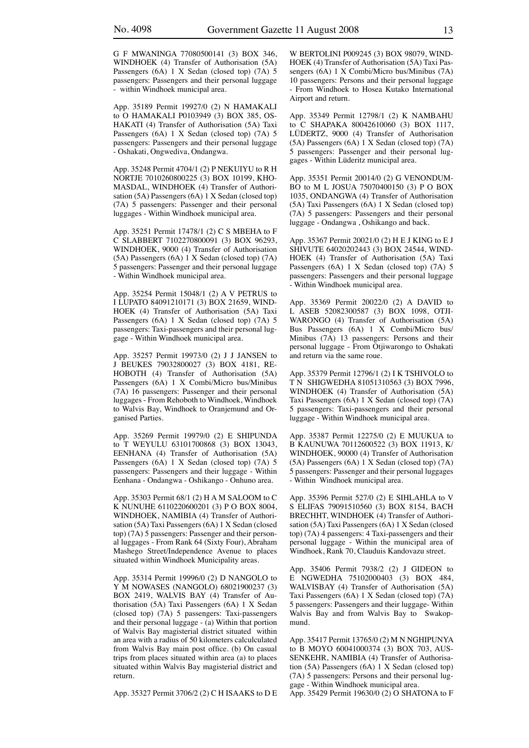G F MWANINGA 77080500141 (3) BOX 346, WINDHOEK (4) Transfer of Authorisation (5A) Passengers (6A) 1 X Sedan (closed top) (7A) 5 passengers: Passengers and their personal luggage - within Windhoek municipal area.

App. 35189 Permit 19927/0 (2) N HAMAKALI to O HAMAKALI P0103949 (3) BOX 385, OSHAKATI (4) Transfer of Authorisation (5A) Taxi Passengers (6A) 1 X Sedan (closed top) (7A) 5 passengers: Passengers and their personal luggage - Oshakati, Ongwediva, Ondangwa.

App. 35248 Permit 4704/1 (2) P NEKUIYU to R H NORTJE 7010260800225 (3) BOX 10199, KHOMASDAL, WINDHOEK (4) Transfer of Authorisation (5A) Passengers (6A) 1 X Sedan (closed top) (7A) 5 passengers: Passenger and their personal luggages - Within Windhoek municipal area.

App. 35251 Permit 17478/1 (2) C S MBEHA to F C SLABBERT 7102270800091 (3) BOX 96293, WINDHOEK, 9000 (4) Transfer of Authorisation (5A) Passengers (6A) 1 X Sedan (closed top) (7A) 5 passengers: Passenger and their personal luggage - Within Windhoek municipal area.

App. 35254 Permit 15048/1 (2) A V PETRUS to I LUPATO 84091210171 (3) BOX 21659, WINDHOEK (4) Transfer of Authorisation (5A) Taxi Passengers (6A) 1 X Sedan (closed top) (7A) 5 passengers: Taxi-passengers and their personal luggage - Within Windhoek municipal area.

App. 35257 Permit 19973/0 (2) J J JANSEN to J BEUKES 79032800027 (3) BOX 4181, REHOBOTH (4) Transfer of Authorisation (5A) Passengers (6A) 1 X Combi/Micro bus/Minibus (7A) 16 passengers: Passenger and their personal luggages - From Rehoboth to Windhoek, Windhoek to Walvis Bay, Windhoek to Oranjemund and Organised Parties.

App. 35269 Permit 19979/0 (2) E SHIPUNDA to T WEYULU 63101700868 (3) BOX 13043, EENHANA (4) Transfer of Authorisation (5A) Passengers (6A) 1 X Sedan (closed top) (7A) 5 passengers: Passengers and their luggage - Within Eenhana - Ondangwa - Oshikango - Onhuno area.

App. 35303 Permit 68/1 (2) H A M SALOOM to C K NUNUHE 6110220600201 (3) P O BOX 8004, WINDHOEK, NAMIBIA (4) Transfer of Authorisation (5A) Taxi Passengers (6A) 1 X Sedan (closed top) (7A) 5 passengers: Passenger and their personal luggages - From Rank 64 (Sixty Four), Abraham Mashego Street/Independence Avenue to places situated within Windhoek Municipality areas.

App. 35314 Permit 19996/0 (2) D NANGOLO to Y M NOWASES (NANGOLO) 68021900237 (3) BOX 2419, WALVIS BAY (4) Transfer of Authorisation (5A) Taxi Passengers (6A) 1 X Sedan (closed top) (7A) 5 passengers: Taxi-passengers and their personal luggage - (a) Within that portion of Walvis Bay magisterial district situated within an area with a radius of 50 kilometers calculculated from Walvis Bay main post office. (b) On casual trips from places situated within area (a) to places situated within Walvis Bay magisterial district and return.

App. 35327 Permit 3706/2 (2) C H ISAAKS to D E W BERTOLINI P009245 (3) BOX 98079, WINDHOEK (4) Transfer of Authorisation (5A) Taxi Passengers (6A) 1 X Combi/Micro bus/Minibus (7A) 10 passengers: Persons and their personal luggage - From Windhoek to Hosea Kutako International Airport and return.

App. 35349 Permit 12798/1 (2) K NAMBAHU to C SHAPAKA 80042610060 (3) BOX 1117, LÜDERTZ, 9000 (4) Transfer of Authorisation (5A) Passengers (6A) 1 X Sedan (closed top) (7A) 5 passengers: Passenger and their personal luggages - Within Lüderitz municipal area.

App. 35351 Permit 20014/0 (2) G VENONDUMBO to M L JOSUA 75070400150 (3) P O BOX 1035, ONDANGWA (4) Transfer of Authorisation (5A) Taxi Passengers (6A) 1 X Sedan (closed top) (7A) 5 passengers: Passengers and their personal luggage - Ondangwa , Oshikango and back.

App. 35367 Permit 20021/0 (2) H E J KING to E J SHIVUTE 64020202443 (3) BOX 24544, WINDHOEK (4) Transfer of Authorisation (5A) Taxi Passengers (6A) 1 X Sedan (closed top) (7A) 5 passengers: Passengers and their personal luggage - Within Windhoek municipal area.

App. 35369 Permit 20022/0 (2) A DAVID to L ASEB 52082300587 (3) BOX 1098, OTJIWARONGO (4) Transfer of Authorisation (5A) Bus Passengers (6A) 1 X Combi/Micro bus/ Minibus (7A) 13 passengers: Persons and their personal luggage - From Otjiwarongo to Oshakati and return via the same roue.

App. 35379 Permit 12796/1 (2) I K TSHIVOLO to T N SHIGWEDHA 81051310563 (3) BOX 7996, WINDHOEK (4) Transfer of Authorisation (5A) Taxi Passengers (6A) 1 X Sedan (closed top) (7A) 5 passengers: Taxi-passengers and their personal luggage - Within Windhoek municipal area.

App. 35387 Permit 12275/0 (2) E MUUKUA to B KAUNUWA 70112600522 (3) BOX 11913, K/ WINDHOEK, 90000 (4) Transfer of Authorisation (5A) Passengers (6A) 1 X Sedan (closed top) (7A) 5 passengers: Passenger and their personal luggages - Within Windhoek municipal area.

App. 35396 Permit 527/0 (2) E SIHLAHLA to V S ELIFAS 79091510560 (3) BOX 8154, BACH BRECHHT, WINDHOEK (4) Transfer of Authorisation (5A) Taxi Passengers (6A) 1 X Sedan (closed top) (7A) 4 passengers: 4 Taxi-passengers and their personal luggage - Within the municipal area of Windhoek, Rank 70, Clauduis Kandovazu street.

App. 35406 Permit 7938/2 (2) J GIDEON to E NGWEDHA 75102000403 (3) BOX 484, WALVISBAY (4) Transfer of Authorisation (5A) Taxi Passengers (6A) 1 X Sedan (closed top) (7A) 5 passengers: Passengers and their luggage- Within Walvis Bay and from Walvis Bay to Swakopmund.

App. 35417 Permit 13765/0 (2) M N NGHIPUNYA to B MOYO 60041000374 (3) BOX 703, AUSSENKEHR, NAMIBIA (4) Transfer of Authorisation (5A) Passengers (6A) 1 X Sedan (closed top) (7A) 5 passengers: Persons and their personal luggage - Within Windhoek municipal area.

App. 35429 Permit 19630/0 (2) O SHATONA to F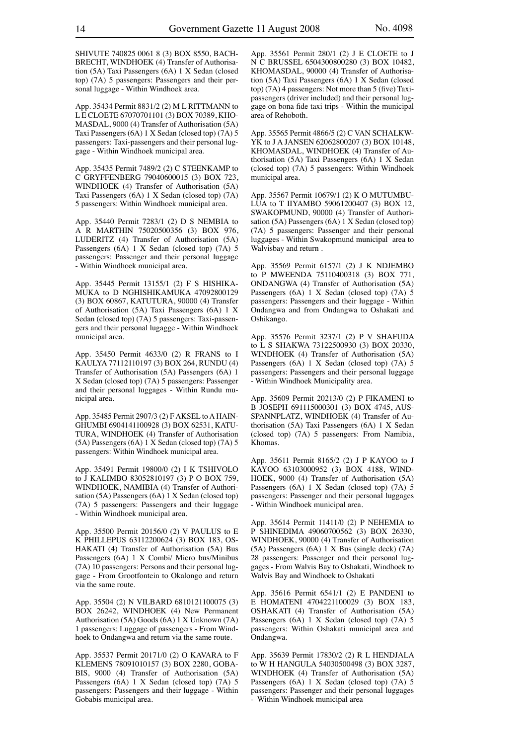SHIVUTE 740825 0061 8 (3) BOX 8550, BACHBRECHT, WINDHOEK (4) Transfer of Authorisation (5A) Taxi Passengers (6A) 1 X Sedan (closed top) (7A) 5 passengers: Passengers and their personal luggage - Within Windhoek area.

App. 35434 Permit 8831/2 (2) M L RITTMANN to L E CLOETE 67070701101 (3) BOX 70389, KHOMASDAL, 9000 (4) Transfer of Authorisation (5A) Taxi Passengers (6A) 1 X Sedan (closed top) (7A) 5 passengers: Taxi-passengers and their personal luggage - Within Windhoek municipal area.

App. 35435 Permit 7489/2 (2) C STEENKAMP to C GRYFFENBERG 79040600015 (3) BOX 723, WINDHOEK (4) Transfer of Authorisation (5A) Taxi Passengers (6A) 1 X Sedan (closed top) (7A) 5 passengers: Within Windhoek municipal area.

App. 35440 Permit 7283/1 (2) D S NEMBIA to A R MARTHIN 75020500356 (3) BOX 976, LUDERITZ (4) Transfer of Authorisation (5A) Passengers (6A) 1 X Sedan (closed top) (7A) 5 passengers: Passenger and their personal luggage - Within Windhoek municipal area.

App. 35445 Permit 13155/1 (2) F S HISHIKAMUKA to D NGHISHIKAMUKA 47092800129 (3) BOX 60867, KATUTURA, 90000 (4) Transfer of Authorisation (5A) Taxi Passengers (6A) 1 X Sedan (closed top) (7A) 5 passengers: Taxi-passengers and their personal lugagge - Within Windhoek municipal area.

App. 35450 Permit 4633/0 (2) R FRANS to I KAULYA 77112110197 (3) BOX 264, RUNDU (4) Transfer of Authorisation (5A) Passengers (6A) 1 X Sedan (closed top) (7A) 5 passengers: Passenger and their personal luggages - Within Rundu municipal area.

App. 35485 Permit 2907/3 (2) F AKSEL to A HAINGHUMBI 6904141100928 (3) BOX 62531, KATUTURA, WINDHOEK (4) Transfer of Authorisation (5A) Passengers (6A) 1 X Sedan (closed top) (7A) 5 passengers: Within Windhoek municipal area.

App. 35491 Permit 19800/0 (2) I K TSHIVOLO to J KALIMBO 83052810197 (3) P O BOX 759, WINDHOEK, NAMIBIA (4) Transfer of Authorisation (5A) Passengers (6A) 1 X Sedan (closed top) (7A) 5 passengers: Passengers and their luggage - Within Windhoek municipal area.

App. 35500 Permit 20156/0 (2) V PAULUS to E K PHILLEPUS 63112200624 (3) BOX 183, OSHAKATI (4) Transfer of Authorisation (5A) Bus Passengers (6A) 1 X Combi/ Micro bus/Minibus (7A) 10 passengers: Persons and their personal luggage - From Grootfontein to Okalongo and return via the same route.

App. 35504 (2) N VILBARD 6810121100075 (3) BOX 26242, WINDHOEK (4) New Permanent Authorisation (5A) Goods (6A) 1 X Unknown (7A) 1 passengers: Luggage of passengers - From Windhoek to Ondangwa and return via the same route.

App. 35537 Permit 20171/0 (2) O KAVARA to F KLEMENS 78091010157 (3) BOX 2280, GOBABIS, 9000 (4) Transfer of Authorisation (5A) Passengers (6A) 1 X Sedan (closed top) (7A) 5 passengers: Passengers and their luggage - Within Gobabis municipal area.

App. 35561 Permit 280/1 (2) J E CLOETE to J N C BRUSSEL 6504300800280 (3) BOX 10482, KHOMASDAL, 90000 (4) Transfer of Authorisation (5A) Taxi Passengers (6A) 1 X Sedan (closed top) (7A) 4 passengers: Not more than 5 (five) Taxipassengers (driver included) and their personal luggage on bona fide taxi trips - Within the municipal area of Rehoboth.

App. 35565 Permit 4866/5 (2) C VAN SCHALKWYK to J A JANSEN 62062800207 (3) BOX 10148, KHOMASDAL, WINDHOEK (4) Transfer of Authorisation (5A) Taxi Passengers (6A) 1 X Sedan (closed top) (7A) 5 passengers: Within Windhoek municipal area.

App. 35567 Permit 10679/1 (2) K O MUTUMBULUA to T IIYAMBO 59061200407 (3) BOX 12, SWAKOPMUND, 90000 (4) Transfer of Authorisation (5A) Passengers (6A) 1 X Sedan (closed top) (7A) 5 passengers: Passenger and their personal luggages - Within Swakopmund municipal area to Walvisbay and return .

App. 35569 Permit 6157/1 (2) J K NDJEMBO to P MWEENDA 75110400318 (3) BOX 771, ONDANGWA (4) Transfer of Authorisation (5A) Passengers (6A) 1 X Sedan (closed top) (7A) 5 passengers: Passengers and their luggage - Within Ondangwa and from Ondangwa to Oshakati and Oshikango.

App. 35576 Permit 3237/1 (2) P V SHAFUDA to L S SHAKWA 73122500930 (3) BOX 20330, WINDHOEK (4) Transfer of Authorisation (5A) Passengers (6A) 1 X Sedan (closed top) (7A) 5 passengers: Passengers and their personal luggage - Within Windhoek Municipality area.

App. 35609 Permit 20213/0 (2) P FIKAMENI to B JOSEPH 691115000301 (3) BOX 4745, AUSSPANNPLATZ, WINDHOEK (4) Transfer of Authorisation (5A) Taxi Passengers (6A) 1 X Sedan (closed top) (7A) 5 passengers: From Namibia, Khomas.

App. 35611 Permit 8165/2 (2) J P KAYOO to J KAYOO 63103000952 (3) BOX 4188, WINDHOEK, 9000 (4) Transfer of Authorisation (5A) Passengers (6A) 1 X Sedan (closed top) (7A) 5 passengers: Passenger and their personal luggages - Within Windhoek municipal area.

App. 35614 Permit 11411/0 (2) P NEHEMIA to P SHINEDIMA 49060700562 (3) BOX 26330, WINDHOEK, 90000 (4) Transfer of Authorisation (5A) Passengers (6A) 1 X Bus (single deck) (7A) 28 passengers: Passenger and their personal luggages - From Walvis Bay to Oshakati, Windhoek to Walvis Bay and Windhoek to Oshakati

App. 35616 Permit 6541/1 (2) E PANDENI to E HOMATENI 4704221100029 (3) BOX 183, OSHAKATI (4) Transfer of Authorisation (5A) Passengers (6A) 1 X Sedan (closed top) (7A) 5 passengers: Within Oshakati municipal area and Ondangwa.

App. 35639 Permit 17830/2 (2) R L HENDJALA to W H HANGULA 54030500498 (3) BOX 3287, WINDHOEK (4) Transfer of Authorisation (5A) Passengers (6A) 1 X Sedan (closed top) (7A) 5 passengers: Passenger and their personal luggages - Within Windhoek municipal area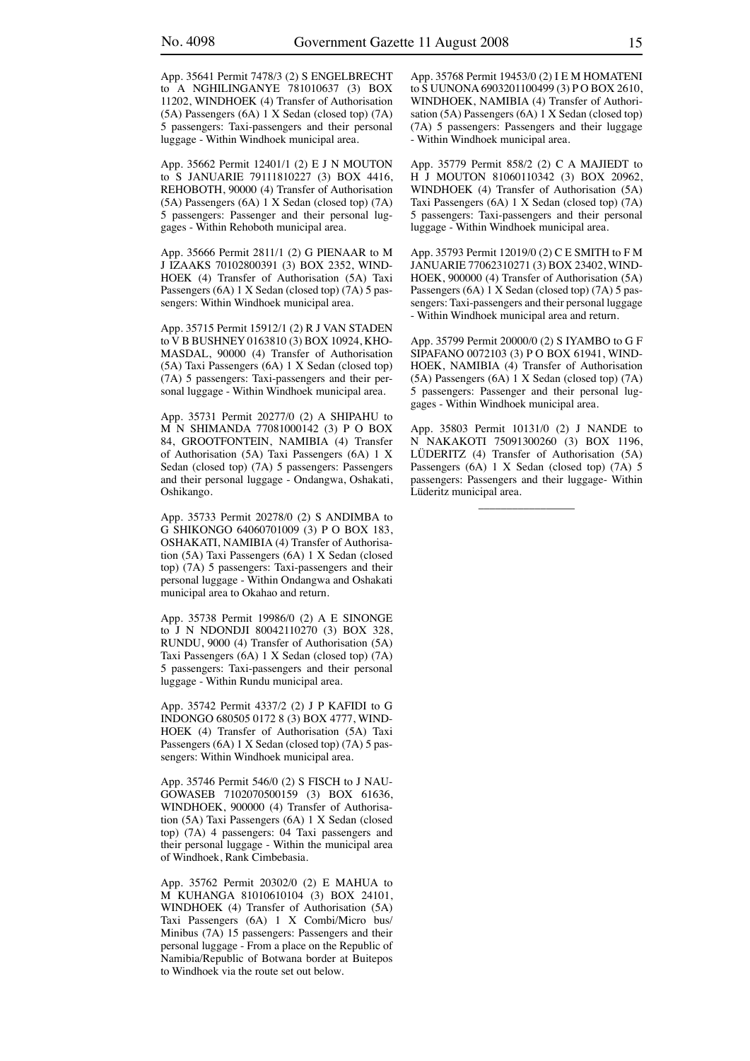App. 35641 Permit 7478/3 (2) S ENGELBRECHT to A NGHILINGANYE 781010637 (3) BOX 11202, WINDHOEK (4) Transfer of Authorisation (5A) Passengers (6A) 1 X Sedan (closed top) (7A) 5 passengers: Taxi-passengers and their personal luggage - Within Windhoek municipal area.

App. 35662 Permit 12401/1 (2) E J N MOUTON to S JANUARIE 79111810227 (3) BOX 4416, REHOBOTH, 90000 (4) Transfer of Authorisation (5A) Passengers (6A) 1 X Sedan (closed top) (7A) 5 passengers: Passenger and their personal luggages - Within Rehoboth municipal area.

App. 35666 Permit 2811/1 (2) G PIENAAR to M J IZAAKS 70102800391 (3) BOX 2352, WINDHOEK (4) Transfer of Authorisation (5A) Taxi Passengers (6A) 1 X Sedan (closed top) (7A) 5 passengers: Within Windhoek municipal area.

App. 35715 Permit 15912/1 (2) R J VAN STADEN to V B BUSHNEY 0163810 (3) BOX 10924, KHOMASDAL, 90000 (4) Transfer of Authorisation (5A) Taxi Passengers (6A) 1 X Sedan (closed top) (7A) 5 passengers: Taxi-passengers and their personal luggage - Within Windhoek municipal area.

App. 35731 Permit 20277/0 (2) A SHIPAHU to M N SHIMANDA 77081000142 (3) P O BOX 84, GROOTFONTEIN, NAMIBIA (4) Transfer of Authorisation (5A) Taxi Passengers (6A) 1 X Sedan (closed top) (7A) 5 passengers: Passengers and their personal luggage - Ondangwa, Oshakati, Oshikango.

App. 35733 Permit 20278/0 (2) S ANDIMBA to G SHIKONGO 64060701009 (3) P O BOX 183, OSHAKATI, NAMIBIA (4) Transfer of Authorisation (5A) Taxi Passengers (6A) 1 X Sedan (closed top) (7A) 5 passengers: Taxi-passengers and their personal luggage - Within Ondangwa and Oshakati municipal area to Okahao and return.

App. 35738 Permit 19986/0 (2) A E SINONGE to J N NDONDJI 80042110270 (3) BOX 328, RUNDU, 9000 (4) Transfer of Authorisation (5A) Taxi Passengers (6A) 1 X Sedan (closed top) (7A) 5 passengers: Taxi-passengers and their personal luggage - Within Rundu municipal area.

App. 35742 Permit 4337/2 (2) J P KAFIDI to G INDONGO 680505 0172 8 (3) BOX 4777, WINDHOEK (4) Transfer of Authorisation (5A) Taxi Passengers (6A) 1 X Sedan (closed top) (7A) 5 passengers: Within Windhoek municipal area.

App. 35746 Permit 546/0 (2) S FISCH to J NAUGOWASEB 7102070500159 (3) BOX 61636, WINDHOEK, 900000 (4) Transfer of Authorisation (5A) Taxi Passengers (6A) 1 X Sedan (closed top) (7A) 4 passengers: 04 Taxi passengers and their personal luggage - Within the municipal area of Windhoek, Rank Cimbebasia.

App. 35762 Permit 20302/0 (2) E MAHUA to M KUHANGA 81010610104 (3) BOX 24101, WINDHOEK (4) Transfer of Authorisation (5A) Taxi Passengers (6A) 1 X Combi/Micro bus/ Minibus (7A) 15 passengers: Passengers and their personal luggage - From a place on the Republic of Namibia/Republic of Botwana border at Buitepos to Windhoek via the route set out below.

App. 35768 Permit 19453/0 (2) I E M HOMATENI to S UUNONA 6903201100499 (3) P O BOX 2610, WINDHOEK, NAMIBIA (4) Transfer of Authorisation (5A) Passengers (6A) 1 X Sedan (closed top) (7A) 5 passengers: Passengers and their luggage - Within Windhoek municipal area.

App. 35779 Permit 858/2 (2) C A MAJIEDT to H J MOUTON 81060110342 (3) BOX 20962, WINDHOEK (4) Transfer of Authorisation (5A) Taxi Passengers (6A) 1 X Sedan (closed top) (7A) 5 passengers: Taxi-passengers and their personal luggage - Within Windhoek municipal area.

App. 35793 Permit 12019/0 (2) C E SMITH to F M JANUARIE 77062310271 (3) BOX 23402, WINDHOEK, 900000 (4) Transfer of Authorisation (5A) Passengers (6A) 1 X Sedan (closed top) (7A) 5 passengers: Taxi-passengers and their personal luggage - Within Windhoek municipal area and return.

App. 35799 Permit 20000/0 (2) S IYAMBO to G F SIPAFANO 0072103 (3) P O BOX 61941, WINDHOEK, NAMIBIA (4) Transfer of Authorisation (5A) Passengers (6A) 1 X Sedan (closed top) (7A) 5 passengers: Passenger and their personal luggages - Within Windhoek municipal area.

App. 35803 Permit 10131/0 (2) J NANDE to N NAKAKOTI 75091300260 (3) BOX 1196, LÜDERITZ (4) Transfer of Authorisation (5A) Passengers (6A) 1 X Sedan (closed top) (7A) 5 passengers: Passengers and their luggage- Within Lüderitz municipal area.

---